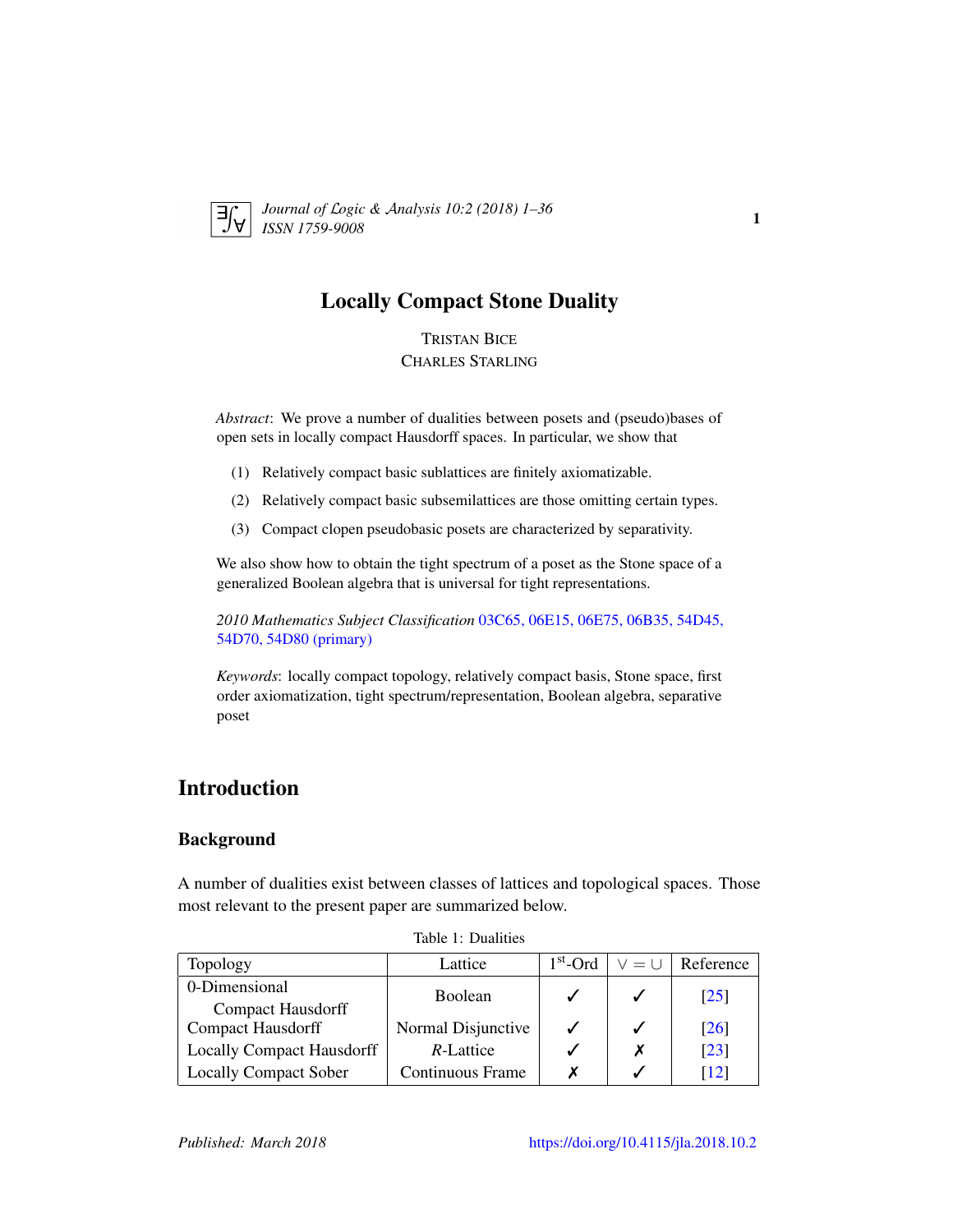# Locally Compact Stone Duality

TRISTAN BICE
CHARLES STARLING

*Abstract*: We prove a number of dualities between posets and (pseudo)bases of open sets in locally compact Hausdorff spaces. In particular, we show that

(1) Relatively compact basic sublattices are finitely axiomatizable.

(2) Relatively compact basic subsemilattices are those omitting certain types.

(3) Compact clopen pseudobasic posets are characterized by separativity.

We also show how to obtain the tight spectrum of a poset as the Stone space of a generalized Boolean algebra that is universal for tight representations.

*2010 Mathematics Subject Classification* 03C65, 06E15, 06E75, 06B35, 54D45, 54D70, 54D80 (primary)

*Keywords*: locally compact topology, relatively compact basis, Stone space, first order axiomatization, tight spectrum/representation, Boolean algebra, separative poset

## Introduction

### Background

A number of dualities exist between classes of lattices and topological spaces. Those most relevant to the present paper are summarized below.

Table 1: Dualities

| Topology | Lattice | $1^{\text{st}}$-Ord | $\vee = \cup$ | Reference |
|---|---|---|---|---|
| 0-Dimensional Compact Hausdorff | Boolean | ✓ | ✓ | [25] |
| Compact Hausdorff | Normal Disjunctive | ✓ | ✓ | [26] |
| Locally Compact Hausdorff | *R*-Lattice | ✓ | ✗ | [23] |
| Locally Compact Sober | Continuous Frame | ✗ | ✓ | [12] |

Published: March 2018 https://doi.org/10.4115/jla.2018.10.2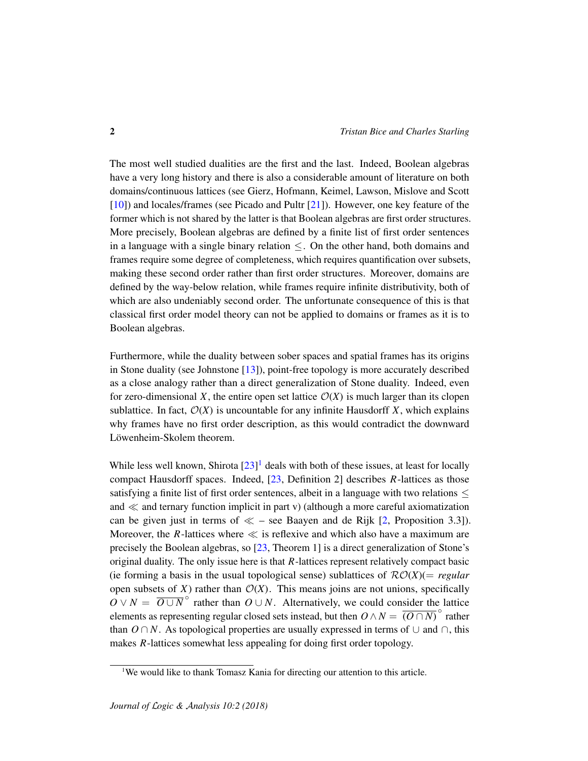The most well studied dualities are the first and the last. Indeed, Boolean algebras have a very long history and there is also a considerable amount of literature on both domains/continuous lattices (see Gierz, Hofmann, Keimel, Lawson, Mislove and Scott [10]) and locales/frames (see Picado and Pultr [21]). However, one key feature of the former which is not shared by the latter is that Boolean algebras are first order structures. More precisely, Boolean algebras are defined by a finite list of first order sentences in a language with a single binary relation $\leq$. On the other hand, both domains and frames require some degree of completeness, which requires quantification over subsets, making these second order rather than first order structures. Moreover, domains are defined by the way-below relation, while frames require infinite distributivity, both of which are also undeniably second order. The unfortunate consequence of this is that classical first order model theory can not be applied to domains or frames as it is to Boolean algebras.

Furthermore, while the duality between sober spaces and spatial frames has its origins in Stone duality (see Johnstone [13]), point-free topology is more accurately described as a close analogy rather than a direct generalization of Stone duality. Indeed, even for zero-dimensional $X$, the entire open set lattice $\mathcal{O}(X)$ is much larger than its clopen sublattice. In fact, $\mathcal{O}(X)$ is uncountable for any infinite Hausdorff $X$, which explains why frames have no first order description, as this would contradict the downward Löwenheim-Skolem theorem.

While less well known, Shirota [23][1] deals with both of these issues, at least for locally compact Hausdorff spaces. Indeed, [23, Definition 2] describes $R$-lattices as those satisfying a finite list of first order sentences, albeit in a language with two relations $\leq$ and $\ll$ and ternary function implicit in part v) (although a more careful axiomatization can be given just in terms of $\ll$ – see Baayen and de Rijk [2, Proposition 3.3]). Moreover, the $R$-lattices where $\ll$ is reflexive and which also have a maximum are precisely the Boolean algebras, so [23, Theorem 1] is a direct generalization of Stone's original duality. The only issue here is that $R$-lattices represent relatively compact basic (ie forming a basis in the usual topological sense) sublattices of $\mathcal{RO}(X)(=$ *regular* open subsets of $X$) rather than $\mathcal{O}(X)$. This means joins are not unions, specifically $O \vee N = \overline{O \cup N}^{\circ}$ rather than $O \cup N$. Alternatively, we could consider the lattice elements as representing regular closed sets instead, but then $O \wedge N = \overline{(O \cap N)}^{\circ}$ rather than $O \cap N$. As topological properties are usually expressed in terms of $\cup$ and $\cap$, this makes $R$-lattices somewhat less appealing for doing first order topology.

[1] We would like to thank Tomasz Kania for directing our attention to this article.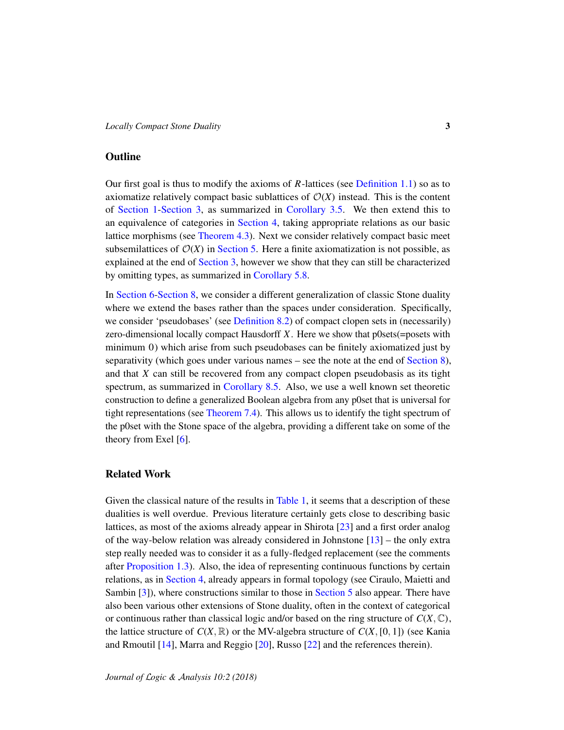## Outline

Our first goal is thus to modify the axioms of $R$-lattices (see Definition 1.1) so as to axiomatize relatively compact basic sublattices of $\mathcal{O}(X)$ instead. This is the content of Section 1-Section 3, as summarized in Corollary 3.5. We then extend this to an equivalence of categories in Section 4, taking appropriate relations as our basic lattice morphisms (see Theorem 4.3). Next we consider relatively compact basic meet subsemilattices of $\mathcal{O}(X)$ in Section 5. Here a finite axiomatization is not possible, as explained at the end of Section 3, however we show that they can still be characterized by omitting types, as summarized in Corollary 5.8.

In Section 6-Section 8, we consider a different generalization of classic Stone duality where we extend the bases rather than the spaces under consideration. Specifically, we consider 'pseudobases' (see Definition 8.2) of compact clopen sets in (necessarily) zero-dimensional locally compact Hausdorff $X$. Here we show that p0sets(=posets with minimum 0) which arise from such pseudobases can be finitely axiomatized just by separativity (which goes under various names – see the note at the end of Section 8), and that $X$ can still be recovered from any compact clopen pseudobasis as its tight spectrum, as summarized in Corollary 8.5. Also, we use a well known set theoretic construction to define a generalized Boolean algebra from any p0set that is universal for tight representations (see Theorem 7.4). This allows us to identify the tight spectrum of the p0set with the Stone space of the algebra, providing a different take on some of the theory from Exel [6].

## Related Work

Given the classical nature of the results in Table 1, it seems that a description of these dualities is well overdue. Previous literature certainly gets close to describing basic lattices, as most of the axioms already appear in Shirota [23] and a first order analog of the way-below relation was already considered in Johnstone [13] – the only extra step really needed was to consider it as a fully-fledged replacement (see the comments after Proposition 1.3). Also, the idea of representing continuous functions by certain relations, as in Section 4, already appears in formal topology (see Ciraulo, Maietti and Sambin [3]), where constructions similar to those in Section 5 also appear. There have also been various other extensions of Stone duality, often in the context of categorical or continuous rather than classical logic and/or based on the ring structure of $C(X, \mathbb{C})$, the lattice structure of $C(X, \mathbb{R})$ or the MV-algebra structure of $C(X, [0, 1])$ (see Kania and Rmoutil [14], Marra and Reggio [20], Russo [22] and the references therein).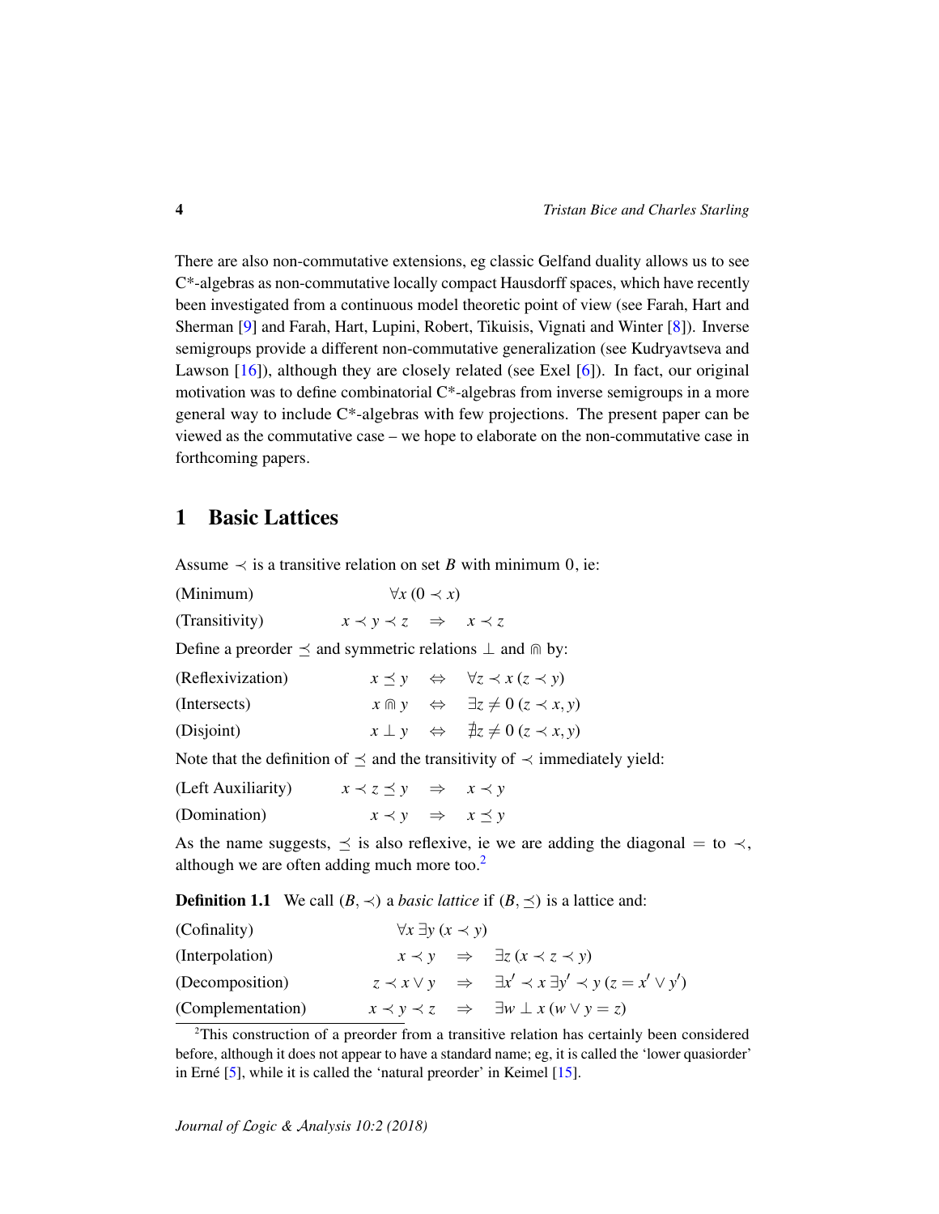There are also non-commutative extensions, eg classic Gelfand duality allows us to see C*-algebras as non-commutative locally compact Hausdorff spaces, which have recently been investigated from a continuous model theoretic point of view (see Farah, Hart and Sherman [9] and Farah, Hart, Lupini, Robert, Tikuisis, Vignati and Winter [8]). Inverse semigroups provide a different non-commutative generalization (see Kudryavtseva and Lawson [16]), although they are closely related (see Exel [6]). In fact, our original motivation was to define combinatorial C*-algebras from inverse semigroups in a more general way to include C*-algebras with few projections. The present paper can be viewed as the commutative case – we hope to elaborate on the non-commutative case in forthcoming papers.

## 1 Basic Lattices

Assume $\prec$ is a transitive relation on set $B$ with minimum $0$, ie:

(Minimum) $\quad \forall x\,(0 \prec x)$

(Transitivity) $\quad x \prec y \prec z \quad \Rightarrow \quad x \prec z$

Define a preorder $\preceq$ and symmetric relations $\perp$ and $\Cap$ by:

(Reflexivization) $\quad x \preceq y \quad \Leftrightarrow \quad \forall z \prec x\,(z \prec y)$

(Intersects) $\quad x \Cap y \quad \Leftrightarrow \quad \exists z \neq 0\,(z \prec x, y)$

(Disjoint) $\quad x \perp y \quad \Leftrightarrow \quad \nexists z \neq 0\,(z \prec x, y)$

Note that the definition of $\preceq$ and the transitivity of $\prec$ immediately yield:

(Left Auxiliarity) $\quad x \prec z \preceq y \quad \Rightarrow \quad x \prec y$

(Domination) $\quad x \prec y \quad \Rightarrow \quad x \preceq y$

As the name suggests, $\preceq$ is also reflexive, ie we are adding the diagonal $=$ to $\prec$, although we are often adding much more too.[2]

**Definition 1.1** We call $(B, \prec)$ a *basic lattice* if $(B, \preceq)$ is a lattice and:

(Cofinality) $\quad \forall x\, \exists y\,(x \prec y)$

(Interpolation) $\quad x \prec y \quad \Rightarrow \quad \exists z\,(x \prec z \prec y)$

(Decomposition) $\quad z \prec x \vee y \quad \Rightarrow \quad \exists x' \prec x\, \exists y' \prec y\,(z = x' \vee y')$

(Complementation) $\quad x \prec y \prec z \quad \Rightarrow \quad \exists w \perp x\,(w \vee y = z)$

[2] This construction of a preorder from a transitive relation has certainly been considered before, although it does not appear to have a standard name; eg, it is called the 'lower quasiorder' in Erné [5], while it is called the 'natural preorder' in Keimel [15].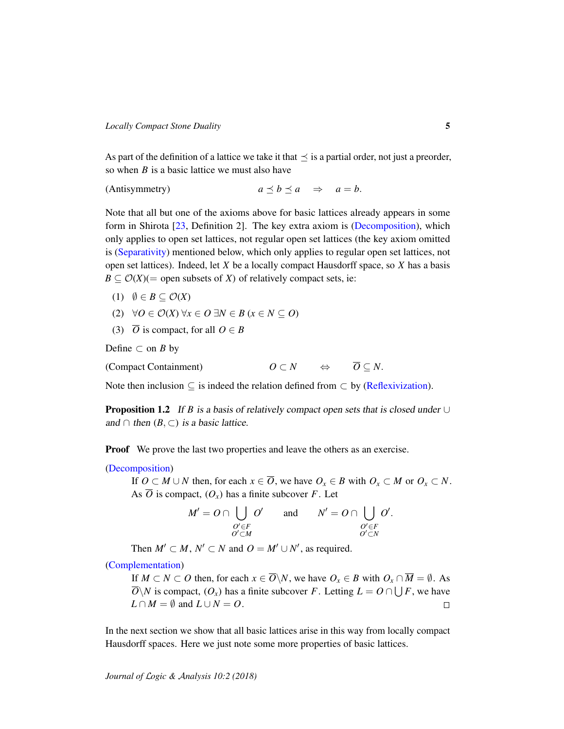As part of the definition of a lattice we take it that $\preceq$ is a partial order, not just a preorder, so when $B$ is a basic lattice we must also have

(Antisymmetry) $$a \preceq b \preceq a \quad \Rightarrow \quad a = b.$$

Note that all but one of the axioms above for basic lattices already appears in some form in Shirota [23, Definition 2]. The key extra axiom is (Decomposition), which only applies to open set lattices, not regular open set lattices (the key axiom omitted is (Separativity) mentioned below, which only applies to regular open set lattices, not open set lattices). Indeed, let $X$ be a locally compact Hausdorff space, so $X$ has a basis $B \subseteq \mathcal{O}(X)(=$ open subsets of $X)$ of relatively compact sets, ie:

(1) $\emptyset \in B \subseteq \mathcal{O}(X)$

(2) $\forall O \in \mathcal{O}(X)\, \forall x \in O\, \exists N \in B\, (x \in N \subseteq O)$

(3) $\overline{O}$ is compact, for all $O \in B$

Define $\subset$ on $B$ by

(Compact Containment) $$O \subset N \quad \Leftrightarrow \quad \overline{O} \subseteq N.$$

Note then inclusion $\subseteq$ is indeed the relation defined from $\subset$ by (Reflexivization).

**Proposition 1.2** *If $B$ is a basis of relatively compact open sets that is closed under $\cup$ and $\cap$ then $(B, \subset)$ is a basic lattice.*

**Proof** We prove the last two properties and leave the others as an exercise.

(Decomposition)
If $O \subset M \cup N$ then, for each $x \in \overline{O}$, we have $O_x \in B$ with $O_x \subset M$ or $O_x \subset N$. As $\overline{O}$ is compact, $(O_x)$ has a finite subcover $F$. Let

$$M' = O \cap \bigcup_{\substack{O' \in F \\ O' \subset M}} O' \qquad \text{and} \qquad N' = O \cap \bigcup_{\substack{O' \in F \\ O' \subset N}} O'.$$

Then $M' \subset M$, $N' \subset N$ and $O = M' \cup N'$, as required.

(Complementation)
If $M \subset N \subset O$ then, for each $x \in \overline{O} \backslash N$, we have $O_x \in B$ with $O_x \cap \overline{M} = \emptyset$. As $\overline{O} \backslash N$ is compact, $(O_x)$ has a finite subcover $F$. Letting $L = O \cap \bigcup F$, we have $L \cap M = \emptyset$ and $L \cup N = O$. □

In the next section we show that all basic lattices arise in this way from locally compact Hausdorff spaces. Here we just note some more properties of basic lattices.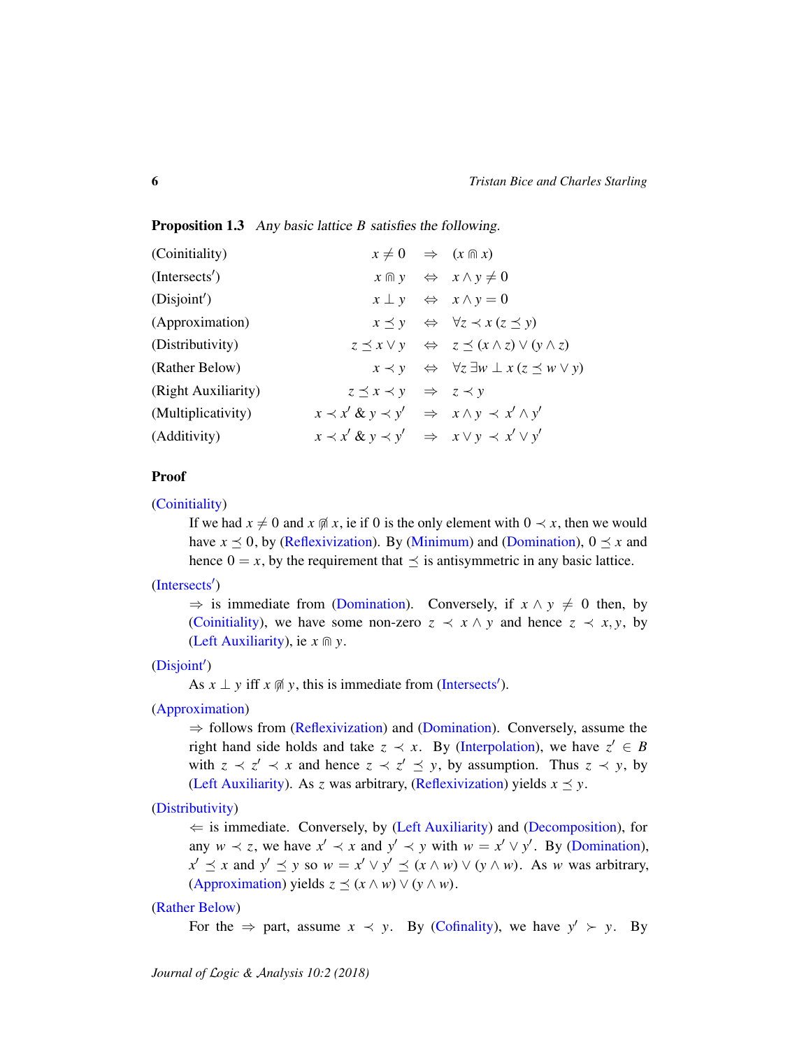**Proposition 1.3** *Any basic lattice $B$ satisfies the following.*

| | | | |
|---|---|---|---|
| (Coinitiality) | $x \neq 0$ | $\Rightarrow$ | $(x \Cap x)$ |
| (Intersects′) | $x \Cap y$ | $\Leftrightarrow$ | $x \wedge y \neq 0$ |
| (Disjoint′) | $x \perp y$ | $\Leftrightarrow$ | $x \wedge y = 0$ |
| (Approximation) | $x \preceq y$ | $\Leftrightarrow$ | $\forall z \prec x\, (z \preceq y)$ |
| (Distributivity) | $z \preceq x \vee y$ | $\Leftrightarrow$ | $z \preceq (x \wedge z) \vee (y \wedge z)$ |
| (Rather Below) | $x \prec y$ | $\Leftrightarrow$ | $\forall z\, \exists w \perp x\, (z \preceq w \vee y)$ |
| (Right Auxiliarity) | $z \preceq x \prec y$ | $\Rightarrow$ | $z \prec y$ |
| (Multiplicativity) | $x \prec x'$ & $y \prec y'$ | $\Rightarrow$ | $x \wedge y \prec x' \wedge y'$ |
| (Additivity) | $x \prec x'$ & $y \prec y'$ | $\Rightarrow$ | $x \vee y \prec x' \vee y'$ |

**Proof**

(Coinitiality)
: If we had $x \neq 0$ and $x \not\Cap x$, ie if 0 is the only element with $0 \prec x$, then we would have $x \preceq 0$, by (Reflexivization). By (Minimum) and (Domination), $0 \preceq x$ and hence $0 = x$, by the requirement that $\preceq$ is antisymmetric in any basic lattice.

(Intersects′)
: $\Rightarrow$ is immediate from (Domination). Conversely, if $x \wedge y \neq 0$ then, by (Coinitiality), we have some non-zero $z \prec x \wedge y$ and hence $z \prec x, y$, by (Left Auxiliarity), ie $x \Cap y$.

(Disjoint′)
: As $x \perp y$ iff $x \not\Cap y$, this is immediate from (Intersects′).

(Approximation)
: $\Rightarrow$ follows from (Reflexivization) and (Domination). Conversely, assume the right hand side holds and take $z \prec x$. By (Interpolation), we have $z' \in B$ with $z \prec z' \prec x$ and hence $z \prec z' \preceq y$, by assumption. Thus $z \prec y$, by (Left Auxiliarity). As $z$ was arbitrary, (Reflexivization) yields $x \preceq y$.

(Distributivity)
: $\Leftarrow$ is immediate. Conversely, by (Left Auxiliarity) and (Decomposition), for any $w \prec z$, we have $x' \prec x$ and $y' \prec y$ with $w = x' \vee y'$. By (Domination), $x' \preceq x$ and $y' \preceq y$ so $w = x' \vee y' \preceq (x \wedge w) \vee (y \wedge w)$. As $w$ was arbitrary, (Approximation) yields $z \preceq (x \wedge w) \vee (y \wedge w)$.

(Rather Below)
: For the $\Rightarrow$ part, assume $x \prec y$. By (Cofinality), we have $y' \succ y$. By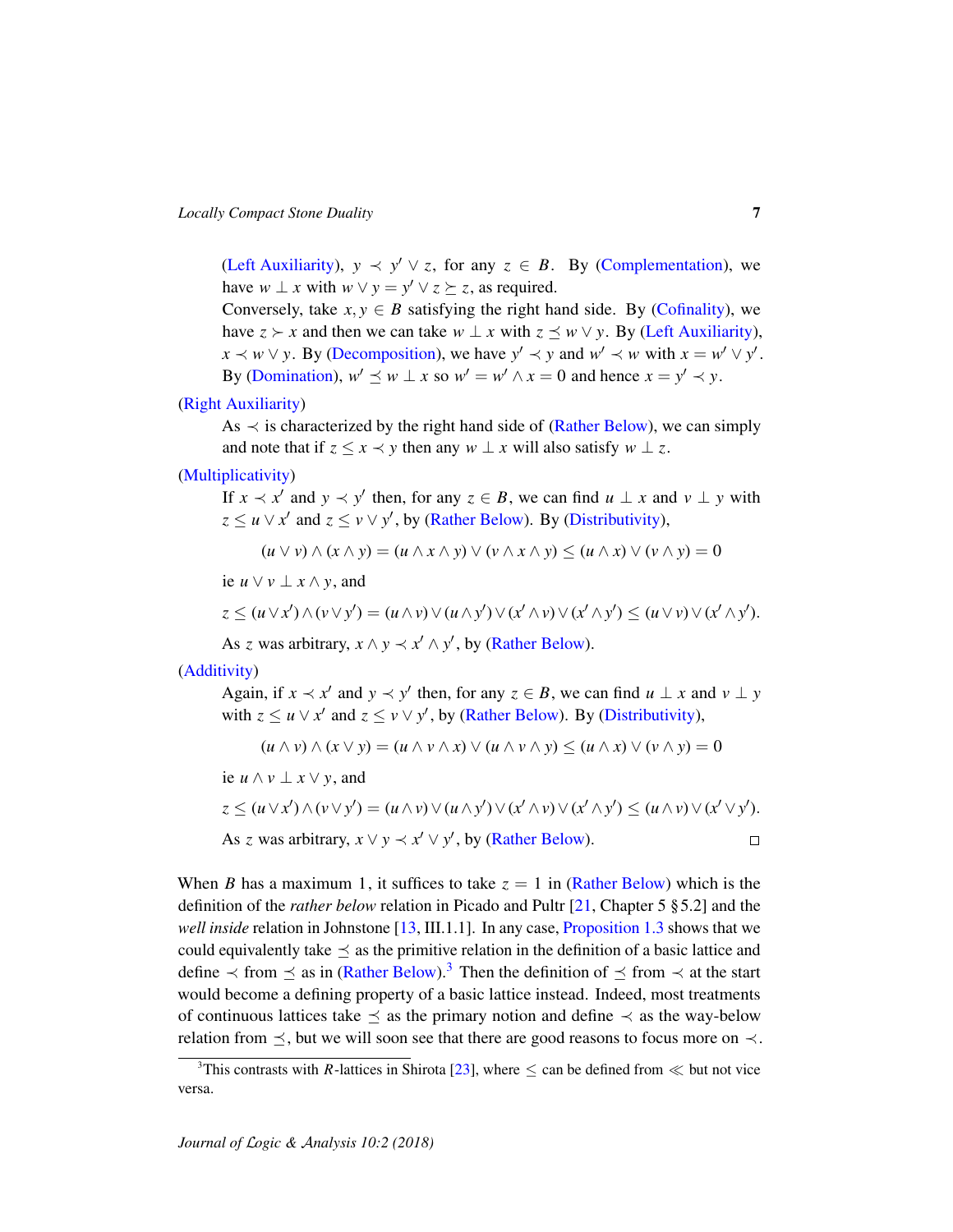(Left Auxiliarity), $y \prec y' \vee z$, for any $z \in B$. By (Complementation), we have $w \perp x$ with $w \vee y = y' \vee z \succeq z$, as required.

Conversely, take $x, y \in B$ satisfying the right hand side. By (Cofinality), we have $z \succ x$ and then we can take $w \perp x$ with $z \preceq w \vee y$. By (Left Auxiliarity), $x \prec w \vee y$. By (Decomposition), we have $y' \prec y$ and $w' \prec w$ with $x = w' \vee y'$. By (Domination), $w' \preceq w \perp x$ so $w' = w' \wedge x = 0$ and hence $x = y' \prec y$.

(Right Auxiliarity)

As $\prec$ is characterized by the right hand side of (Rather Below), we can simply and note that if $z \leq x \prec y$ then any $w \perp x$ will also satisfy $w \perp z$.

(Multiplicativity)

If $x \prec x'$ and $y \prec y'$ then, for any $z \in B$, we can find $u \perp x$ and $v \perp y$ with $z \leq u \vee x'$ and $z \leq v \vee y'$, by (Rather Below). By (Distributivity),

$$(u \vee v) \wedge (x \wedge y) = (u \wedge x \wedge y) \vee (v \wedge x \wedge y) \leq (u \wedge x) \vee (v \wedge y) = 0$$

ie $u \vee v \perp x \wedge y$, and

$$z \leq (u \vee x') \wedge (v \vee y') = (u \wedge v) \vee (u \wedge y') \vee (x' \wedge v) \vee (x' \wedge y') \leq (u \vee v) \vee (x' \wedge y').$$

As $z$ was arbitrary, $x \wedge y \prec x' \wedge y'$, by (Rather Below).

(Additivity)

Again, if $x \prec x'$ and $y \prec y'$ then, for any $z \in B$, we can find $u \perp x$ and $v \perp y$ with $z \leq u \vee x'$ and $z \leq v \vee y'$, by (Rather Below). By (Distributivity),

$$(u \wedge v) \wedge (x \vee y) = (u \wedge v \wedge x) \vee (u \wedge v \wedge y) \leq (u \wedge x) \vee (v \wedge y) = 0$$

ie $u \wedge v \perp x \vee y$, and

$$z \leq (u \vee x') \wedge (v \vee y') = (u \wedge v) \vee (u \wedge y') \vee (x' \wedge v) \vee (x' \wedge y') \leq (u \wedge v) \vee (x' \vee y').$$

As $z$ was arbitrary, $x \vee y \prec x' \vee y'$, by (Rather Below). □

When $B$ has a maximum 1, it suffices to take $z = 1$ in (Rather Below) which is the definition of the *rather below* relation in Picado and Pultr [21, Chapter 5 §5.2] and the *well inside* relation in Johnstone [13, III.1.1]. In any case, Proposition 1.3 shows that we could equivalently take $\preceq$ as the primitive relation in the definition of a basic lattice and define $\prec$ from $\preceq$ as in (Rather Below).[3] Then the definition of $\preceq$ from $\prec$ at the start would become a defining property of a basic lattice instead. Indeed, most treatments of continuous lattices take $\preceq$ as the primary notion and define $\prec$ as the way-below relation from $\preceq$, but we will soon see that there are good reasons to focus more on $\prec$.

[3] This contrasts with $R$-lattices in Shirota [23], where $\leq$ can be defined from $\ll$ but not vice versa.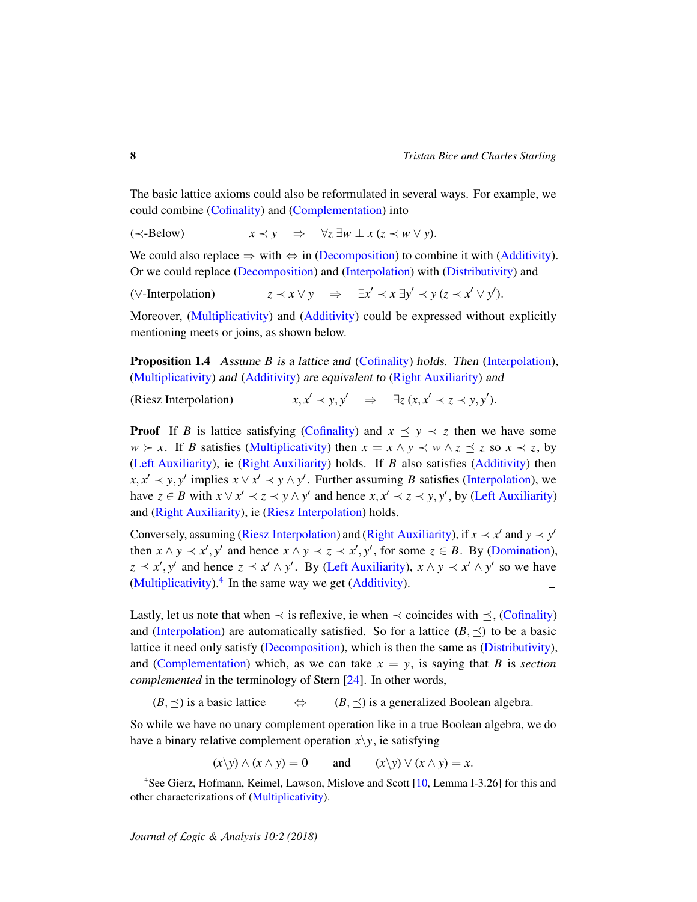The basic lattice axioms could also be reformulated in several ways. For example, we could combine (Cofinality) and (Complementation) into

$$(\prec\text{-Below}) \qquad x \prec y \quad \Rightarrow \quad \forall z\, \exists w \perp x\, (z \prec w \vee y).$$

We could also replace $\Rightarrow$ with $\Leftrightarrow$ in (Decomposition) to combine it with (Additivity). Or we could replace (Decomposition) and (Interpolation) with (Distributivity) and

$$(\vee\text{-Interpolation}) \qquad z \prec x \vee y \quad \Rightarrow \quad \exists x' \prec x\, \exists y' \prec y\, (z \prec x' \vee y').$$

Moreover, (Multiplicativity) and (Additivity) could be expressed without explicitly mentioning meets or joins, as shown below.

**Proposition 1.4** *Assume $B$ is a lattice and (Cofinality) holds. Then (Interpolation), (Multiplicativity) and (Additivity) are equivalent to (Right Auxiliarity) and*

$$(\text{Riesz Interpolation}) \qquad x, x' \prec y, y' \quad \Rightarrow \quad \exists z\, (x, x' \prec z \prec y, y').$$

**Proof** If $B$ is lattice satisfying (Cofinality) and $x \preceq y \prec z$ then we have some $w \succ x$. If $B$ satisfies (Multiplicativity) then $x = x \wedge y \prec w \wedge z \preceq z$ so $x \prec z$, by (Left Auxiliarity), ie (Right Auxiliarity) holds. If $B$ also satisfies (Additivity) then $x, x' \prec y, y'$ implies $x \vee x' \prec y \wedge y'$. Further assuming $B$ satisfies (Interpolation), we have $z \in B$ with $x \vee x' \prec z \prec y \wedge y'$ and hence $x, x' \prec z \prec y, y'$, by (Left Auxiliarity) and (Right Auxiliarity), ie (Riesz Interpolation) holds.

Conversely, assuming (Riesz Interpolation) and (Right Auxiliarity), if $x \prec x'$ and $y \prec y'$ then $x \wedge y \prec x', y'$ and hence $x \wedge y \prec z \prec x', y'$, for some $z \in B$. By (Domination), $z \preceq x', y'$ and hence $z \preceq x' \wedge y'$. By (Left Auxiliarity), $x \wedge y \prec x' \wedge y'$ so we have (Multiplicativity).[4] In the same way we get (Additivity). □

Lastly, let us note that when $\prec$ is reflexive, ie when $\prec$ coincides with $\preceq$, (Cofinality) and (Interpolation) are automatically satisfied. So for a lattice $(B, \preceq)$ to be a basic lattice it need only satisfy (Decomposition), which is then the same as (Distributivity), and (Complementation) which, as we can take $x = y$, is saying that $B$ is *section complemented* in the terminology of Stern [24]. In other words,

$$(B, \preceq) \text{ is a basic lattice} \qquad \Leftrightarrow \qquad (B, \preceq) \text{ is a generalized Boolean algebra.}$$

So while we have no unary complement operation like in a true Boolean algebra, we do have a binary relative complement operation $x \backslash y$, ie satisfying

$$(x \backslash y) \wedge (x \wedge y) = 0 \qquad \text{and} \qquad (x \backslash y) \vee (x \wedge y) = x.$$

---

[4] See Gierz, Hofmann, Keimel, Lawson, Mislove and Scott [10, Lemma I-3.26] for this and other characterizations of (Multiplicativity).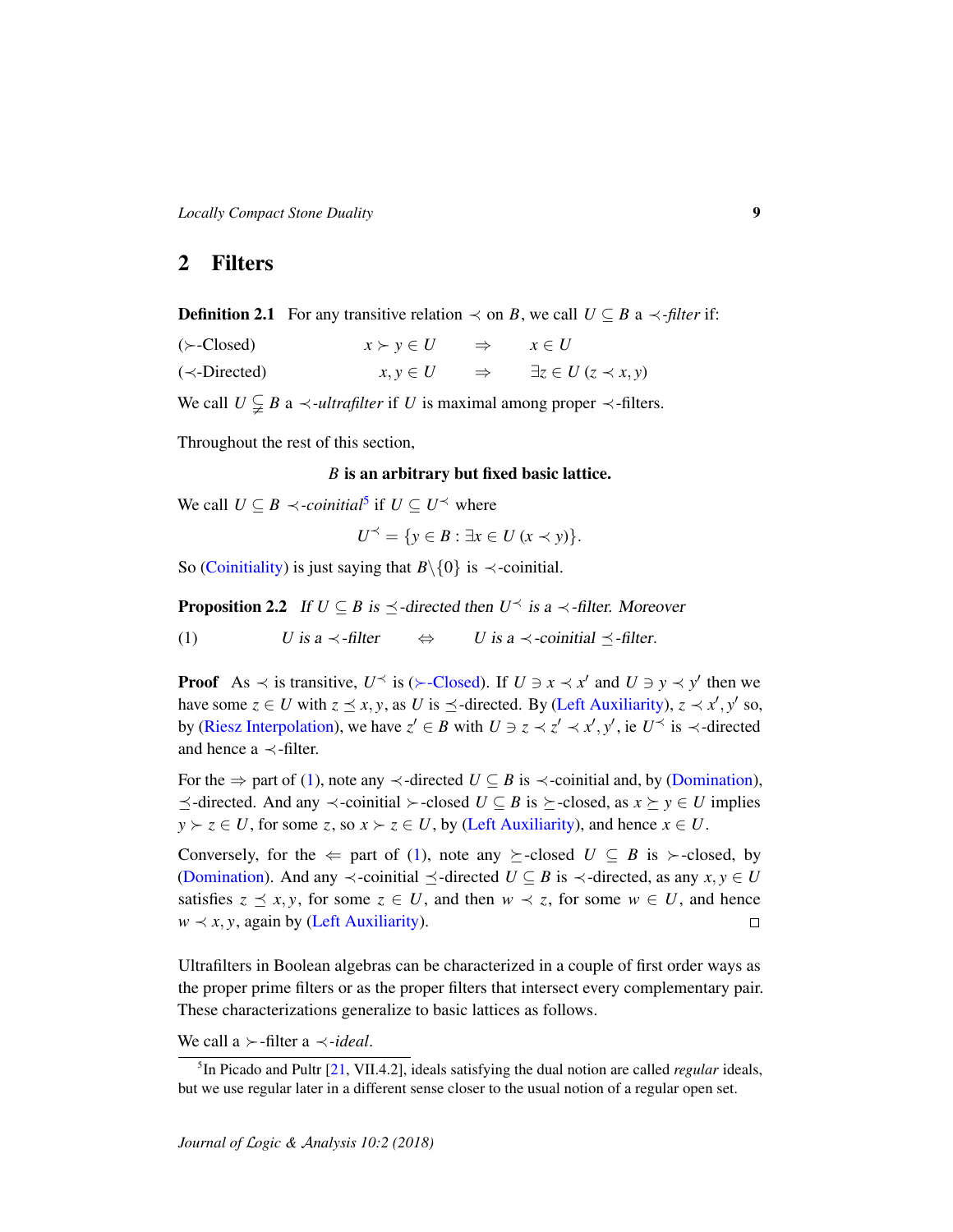## 2 Filters

**Definition 2.1** For any transitive relation $\prec$ on $B$, we call $U \subseteq B$ a $\prec$-*filter* if:

| | | | |
|---|---|---|---|
| ($\succ$-Closed) | $x \succ y \in U$ | $\Rightarrow$ | $x \in U$ |
| ($\prec$-Directed) | $x, y \in U$ | $\Rightarrow$ | $\exists z \in U\ (z \prec x, y)$ |

We call $U \subsetneq B$ a $\prec$-*ultrafilter* if $U$ is maximal among proper $\prec$-filters.

Throughout the rest of this section,

**$B$ is an arbitrary but fixed basic lattice.**

We call $U \subseteq B$ $\prec$-*coinitial*[5] if $U \subseteq U^{\prec}$ where

$$U^{\prec} = \{y \in B : \exists x \in U\ (x \prec y)\}.$$

So (Coinitiality) is just saying that $B \backslash \{0\}$ is $\prec$-coinitial.

**Proposition 2.2** *If $U \subseteq B$ is $\preceq$-directed then $U^{\prec}$ is a $\prec$-filter. Moreover*

$$(1) \qquad U \text{ is a } \prec\text{-filter} \quad \Leftrightarrow \quad U \text{ is a } \prec\text{-coinitial } \preceq\text{-filter.}$$

**Proof** As $\prec$ is transitive, $U^{\prec}$ is ($\succ$-Closed). If $U \ni x \prec x'$ and $U \ni y \prec y'$ then we have some $z \in U$ with $z \preceq x, y$, as $U$ is $\preceq$-directed. By (Left Auxiliarity), $z \prec x', y'$ so, by (Riesz Interpolation), we have $z' \in B$ with $U \ni z \prec z' \prec x', y'$, ie $U^{\prec}$ is $\prec$-directed and hence a $\prec$-filter.

For the $\Rightarrow$ part of (1), note any $\prec$-directed $U \subseteq B$ is $\prec$-coinitial and, by (Domination), $\preceq$-directed. And any $\prec$-coinitial $\succ$-closed $U \subseteq B$ is $\succeq$-closed, as $x \succeq y \in U$ implies $y \succ z \in U$, for some $z$, so $x \succ z \in U$, by (Left Auxiliarity), and hence $x \in U$.

Conversely, for the $\Leftarrow$ part of (1), note any $\succeq$-closed $U \subseteq B$ is $\succ$-closed, by (Domination). And any $\prec$-coinitial $\preceq$-directed $U \subseteq B$ is $\prec$-directed, as any $x, y \in U$ satisfies $z \preceq x, y$, for some $z \in U$, and then $w \prec z$, for some $w \in U$, and hence $w \prec x, y$, again by (Left Auxiliarity). □

Ultrafilters in Boolean algebras can be characterized in a couple of first order ways as the proper prime filters or as the proper filters that intersect every complementary pair. These characterizations generalize to basic lattices as follows.

We call a $\succ$-filter a $\prec$-*ideal*.

[5] In Picado and Pultr [21, VII.4.2], ideals satisfying the dual notion are called *regular* ideals, but we use regular later in a different sense closer to the usual notion of a regular open set.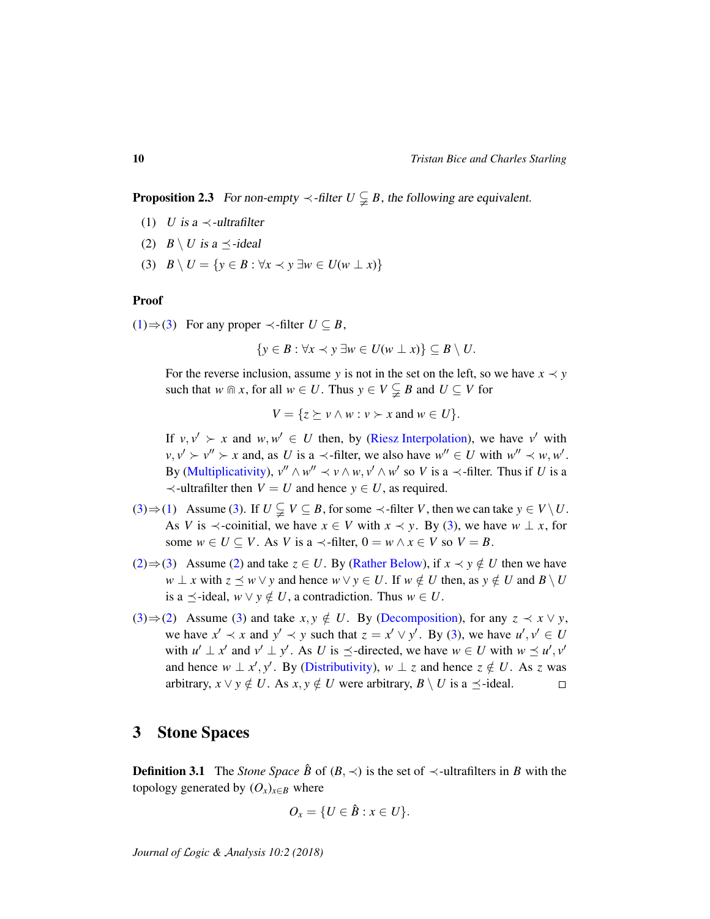**Proposition 2.3** *For non-empty $\prec$-filter $U \subsetneqq B$, the following are equivalent.*

(1) *$U$ is a $\prec$-ultrafilter*

(2) *$B \setminus U$ is a $\preceq$-ideal*

(3) *$B \setminus U = \{y \in B : \forall x \prec y\ \exists w \in U(w \perp x)\}$*

**Proof**

(1)⇒(3) For any proper $\prec$-filter $U \subseteq B$,

$$\{y \in B : \forall x \prec y\ \exists w \in U(w \perp x)\} \subseteq B \setminus U.$$

For the reverse inclusion, assume $y$ is not in the set on the left, so we have $x \prec y$ such that $w \Cap x$, for all $w \in U$. Thus $y \in V \subsetneqq B$ and $U \subseteq V$ for

$$V = \{z \succeq v \wedge w : v \succ x \text{ and } w \in U\}.$$

If $v, v' \succ x$ and $w, w' \in U$ then, by (Riesz Interpolation), we have $v'$ with $v, v' \succ v'' \succ x$ and, as $U$ is a $\prec$-filter, we also have $w'' \in U$ with $w'' \prec w, w'$. By (Multiplicativity), $v'' \wedge w'' \prec v \wedge w, v' \wedge w'$ so $V$ is a $\prec$-filter. Thus if $U$ is a $\prec$-ultrafilter then $V = U$ and hence $y \in U$, as required.

(3)⇒(1) Assume (3). If $U \subsetneqq V \subseteq B$, for some $\prec$-filter $V$, then we can take $y \in V \setminus U$. As $V$ is $\prec$-coinitial, we have $x \in V$ with $x \prec y$. By (3), we have $w \perp x$, for some $w \in U \subseteq V$. As $V$ is a $\prec$-filter, $0 = w \wedge x \in V$ so $V = B$.

(2)⇒(3) Assume (2) and take $z \in U$. By (Rather Below), if $x \prec y \notin U$ then we have $w \perp x$ with $z \preceq w \vee y$ and hence $w \vee y \in U$. If $w \notin U$ then, as $y \notin U$ and $B \setminus U$ is a $\preceq$-ideal, $w \vee y \notin U$, a contradiction. Thus $w \in U$.

(3)⇒(2) Assume (3) and take $x, y \notin U$. By (Decomposition), for any $z \prec x \vee y$, we have $x' \prec x$ and $y' \prec y$ such that $z = x' \vee y'$. By (3), we have $u', v' \in U$ with $u' \perp x'$ and $v' \perp y'$. As $U$ is $\preceq$-directed, we have $w \in U$ with $w \preceq u', v'$ and hence $w \perp x', y'$. By (Distributivity), $w \perp z$ and hence $z \notin U$. As $z$ was arbitrary, $x \vee y \notin U$. As $x, y \notin U$ were arbitrary, $B \setminus U$ is a $\preceq$-ideal. □

## 3 Stone Spaces

**Definition 3.1** The *Stone Space* $\hat{B}$ of $(B, \prec)$ is the set of $\prec$-ultrafilters in $B$ with the topology generated by $(O_x)_{x \in B}$ where

$$O_x = \{U \in \hat{B} : x \in U\}.$$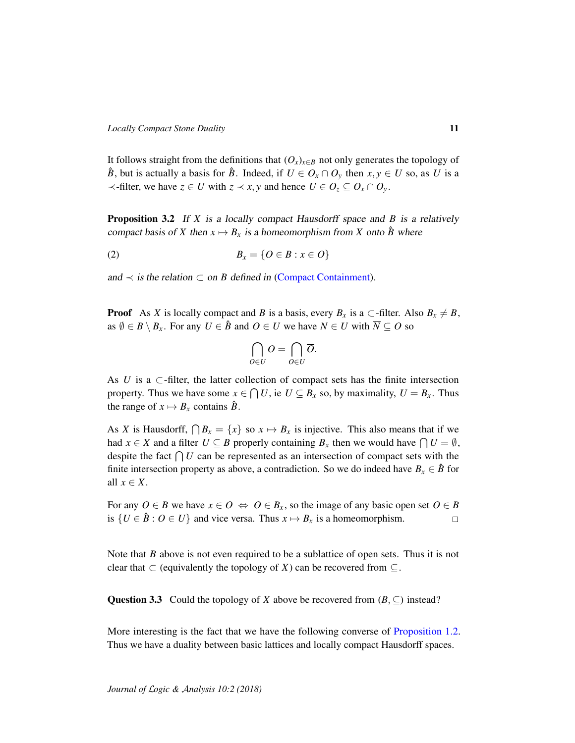It follows straight from the definitions that $(O_x)_{x\in B}$ not only generates the topology of $\hat{B}$, but is actually a basis for $\hat{B}$. Indeed, if $U \in O_x \cap O_y$ then $x, y \in U$ so, as $U$ is a $\prec$-filter, we have $z \in U$ with $z \prec x, y$ and hence $U \in O_z \subseteq O_x \cap O_y$.

**Proposition 3.2** *If $X$ is a locally compact Hausdorff space and $B$ is a relatively compact basis of $X$ then $x \mapsto B_x$ is a homeomorphism from $X$ onto $\hat{B}$ where*

$$B_x = \{O \in B : x \in O\} \tag{2}$$

*and $\prec$ is the relation $\subset$ on $B$ defined in* (Compact Containment).

**Proof** As $X$ is locally compact and $B$ is a basis, every $B_x$ is a $\subset$-filter. Also $B_x \neq B$, as $\emptyset \in B \setminus B_x$. For any $U \in \hat{B}$ and $O \in U$ we have $N \in U$ with $\overline{N} \subseteq O$ so

$$\bigcap_{O\in U} O = \bigcap_{O\in U} \overline{O}.$$

As $U$ is a $\subset$-filter, the latter collection of compact sets has the finite intersection property. Thus we have some $x \in \bigcap U$, ie $U \subseteq B_x$ so, by maximality, $U = B_x$. Thus the range of $x \mapsto B_x$ contains $\hat{B}$.

As $X$ is Hausdorff, $\bigcap B_x = \{x\}$ so $x \mapsto B_x$ is injective. This also means that if we had $x \in X$ and a filter $U \subseteq B$ properly containing $B_x$ then we would have $\bigcap U = \emptyset$, despite the fact $\bigcap U$ can be represented as an intersection of compact sets with the finite intersection property as above, a contradiction. So we do indeed have $B_x \in \hat{B}$ for all $x \in X$.

For any $O \in B$ we have $x \in O \Leftrightarrow O \in B_x$, so the image of any basic open set $O \in B$ is $\{U \in \hat{B} : O \in U\}$ and vice versa. Thus $x \mapsto B_x$ is a homeomorphism. $\square$

Note that $B$ above is not even required to be a sublattice of open sets. Thus it is not clear that $\subset$ (equivalently the topology of $X$) can be recovered from $\subseteq$.

**Question 3.3** Could the topology of $X$ above be recovered from $(B, \subseteq)$ instead?

More interesting is the fact that we have the following converse of Proposition 1.2. Thus we have a duality between basic lattices and locally compact Hausdorff spaces.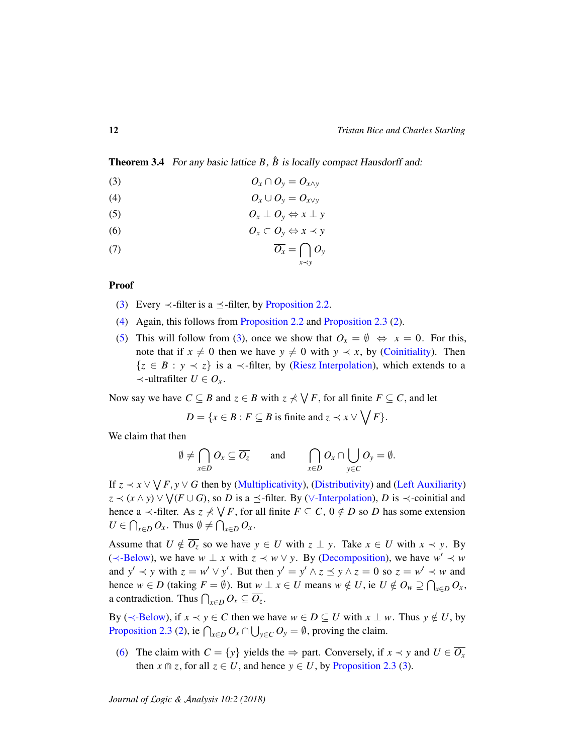**Theorem 3.4** *For any basic lattice $B$, $\hat{B}$ is locally compact Hausdorff and:*

$$O_x \cap O_y = O_{x\wedge y} \tag{3}$$

$$O_x \cup O_y = O_{x\vee y} \tag{4}$$

$$O_x \perp O_y \Leftrightarrow x \perp y \tag{5}$$

$$O_x \subset O_y \Leftrightarrow x \prec y \tag{6}$$

$$\overline{O_x} = \bigcap_{x\prec y} O_y \tag{7}$$

**Proof**

(3) Every $\prec$-filter is a $\preceq$-filter, by Proposition 2.2.

(4) Again, this follows from Proposition 2.2 and Proposition 2.3 (2).

(5) This will follow from (3), once we show that $O_x = \emptyset \Leftrightarrow x = 0$. For this, note that if $x \neq 0$ then we have $y \neq 0$ with $y \prec x$, by (Coinitiality). Then $\{z \in B : y \prec z\}$ is a $\prec$-filter, by (Riesz Interpolation), which extends to a $\prec$-ultrafilter $U \in O_x$.

Now say we have $C \subseteq B$ and $z \in B$ with $z \not\prec \bigvee F$, for all finite $F \subseteq C$, and let

$$D = \{x \in B : F \subseteq B \text{ is finite and } z \prec x \vee \bigvee F\}.$$

We claim that then

$$\emptyset \neq \bigcap_{x\in D} O_x \subseteq \overline{O_z} \qquad \text{and} \qquad \bigcap_{x\in D} O_x \cap \bigcup_{y\in C} O_y = \emptyset.$$

If $z \prec x \vee \bigvee F, y \vee G$ then by (Multiplicativity), (Distributivity) and (Left Auxiliarity) $z \prec (x\wedge y) \vee \bigvee(F \cup G)$, so $D$ is a $\preceq$-filter. By ($\vee$-Interpolation), $D$ is $\prec$-coinitial and hence a $\prec$-filter. As $z \not\prec \bigvee F$, for all finite $F \subseteq C$, $0 \notin D$ so $D$ has some extension $U \in \bigcap_{x\in D} O_x$. Thus $\emptyset \neq \bigcap_{x\in D} O_x$.

Assume that $U \notin \overline{O_z}$ so we have $y \in U$ with $z \perp y$. Take $x \in U$ with $x \prec y$. By ($\prec$-Below), we have $w \perp x$ with $z \prec w \vee y$. By (Decomposition), we have $w' \prec w$ and $y' \prec y$ with $z = w' \vee y'$. But then $y' = y' \wedge z \preceq y \wedge z = 0$ so $z = w' \prec w$ and hence $w \in D$ (taking $F = \emptyset$). But $w \perp x \in U$ means $w \notin U$, ie $U \notin O_w \supseteq \bigcap_{x\in D} O_x$, a contradiction. Thus $\bigcap_{x\in D} O_x \subseteq \overline{O_z}$.

By ($\prec$-Below), if $x \prec y \in C$ then we have $w \in D \subseteq U$ with $x \perp w$. Thus $y \notin U$, by Proposition 2.3 (2), ie $\bigcap_{x\in D} O_x \cap \bigcup_{y\in C} O_y = \emptyset$, proving the claim.

(6) The claim with $C = \{y\}$ yields the $\Rightarrow$ part. Conversely, if $x \prec y$ and $U \in \overline{O_x}$ then $x \Cap z$, for all $z \in U$, and hence $y \in U$, by Proposition 2.3 (3).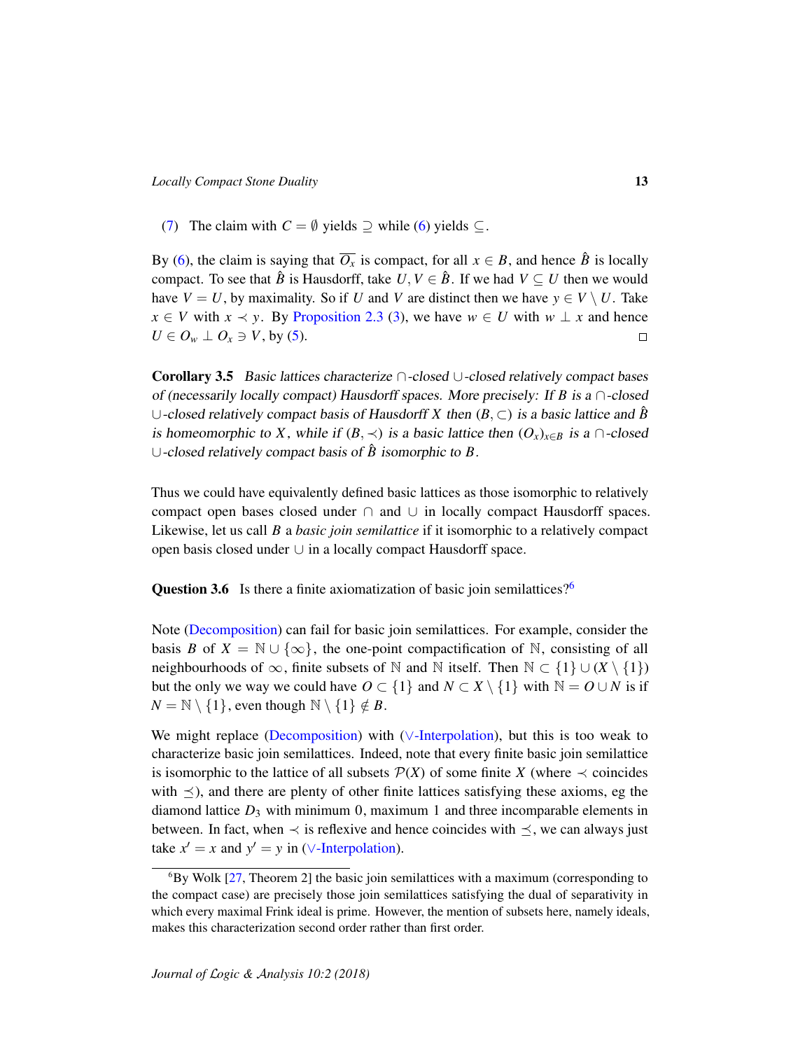(7) The claim with $C = \emptyset$ yields $\supseteq$ while (6) yields $\subseteq$.

By (6), the claim is saying that $\overline{O_x}$ is compact, for all $x \in B$, and hence $\hat{B}$ is locally compact. To see that $\hat{B}$ is Hausdorff, take $U, V \in \hat{B}$. If we had $V \subseteq U$ then we would have $V = U$, by maximality. So if $U$ and $V$ are distinct then we have $y \in V \setminus U$. Take $x \in V$ with $x \prec y$. By Proposition 2.3 (3), we have $w \in U$ with $w \perp x$ and hence $U \in O_w \perp O_x \ni V$, by (5). □

**Corollary 3.5** *Basic lattices characterize $\cap$-closed $\cup$-closed relatively compact bases of (necessarily locally compact) Hausdorff spaces. More precisely: If $B$ is a $\cap$-closed $\cup$-closed relatively compact basis of Hausdorff $X$ then $(B, \subset)$ is a basic lattice and $\hat{B}$ is homeomorphic to $X$, while if $(B, \prec)$ is a basic lattice then $(O_x)_{x \in B}$ is a $\cap$-closed $\cup$-closed relatively compact basis of $\hat{B}$ isomorphic to $B$.*

Thus we could have equivalently defined basic lattices as those isomorphic to relatively compact open bases closed under $\cap$ and $\cup$ in locally compact Hausdorff spaces. Likewise, let us call $B$ a *basic join semilattice* if it isomorphic to a relatively compact open basis closed under $\cup$ in a locally compact Hausdorff space.

**Question 3.6** Is there a finite axiomatization of basic join semilattices?[6]

Note (Decomposition) can fail for basic join semilattices. For example, consider the basis $B$ of $X = \mathbb{N} \cup \{\infty\}$, the one-point compactification of $\mathbb{N}$, consisting of all neighbourhoods of $\infty$, finite subsets of $\mathbb{N}$ and $\mathbb{N}$ itself. Then $\mathbb{N} \subset \{1\} \cup (X \setminus \{1\})$ but the only we way we could have $O \subset \{1\}$ and $N \subset X \setminus \{1\}$ with $\mathbb{N} = O \cup N$ is if $N = \mathbb{N} \setminus \{1\}$, even though $\mathbb{N} \setminus \{1\} \notin B$.

We might replace (Decomposition) with ($\vee$-Interpolation), but this is too weak to characterize basic join semilattices. Indeed, note that every finite basic join semilattice is isomorphic to the lattice of all subsets $\mathcal{P}(X)$ of some finite $X$ (where $\prec$ coincides with $\preceq$), and there are plenty of other finite lattices satisfying these axioms, eg the diamond lattice $D_3$ with minimum 0, maximum 1 and three incomparable elements in between. In fact, when $\prec$ is reflexive and hence coincides with $\preceq$, we can always just take $x' = x$ and $y' = y$ in ($\vee$-Interpolation).

[6] By Wolk [27, Theorem 2] the basic join semilattices with a maximum (corresponding to the compact case) are precisely those join semilattices satisfying the dual of separativity in which every maximal Frink ideal is prime. However, the mention of subsets here, namely ideals, makes this characterization second order rather than first order.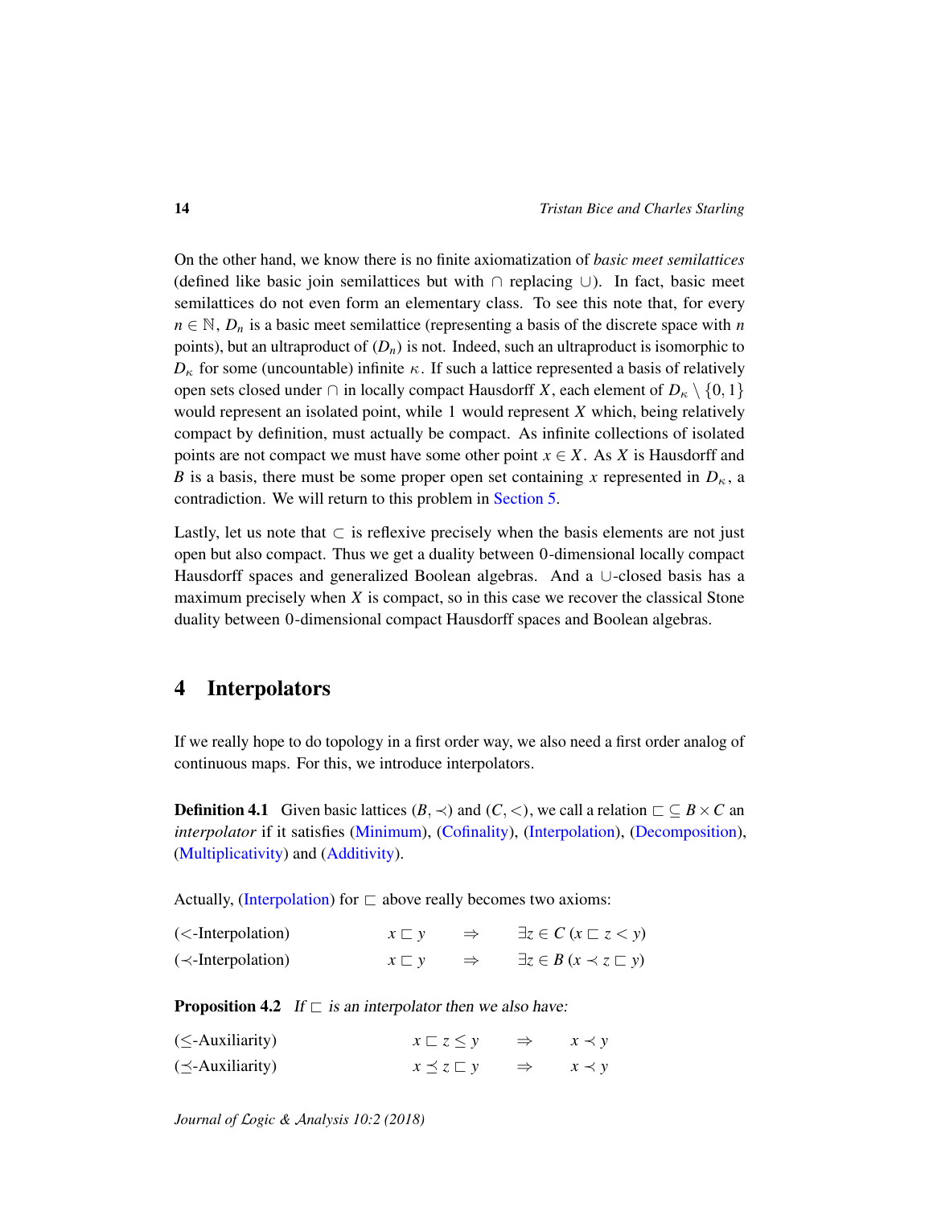On the other hand, we know there is no finite axiomatization of *basic meet semilattices* (defined like basic join semilattices but with $\cap$ replacing $\cup$). In fact, basic meet semilattices do not even form an elementary class. To see this note that, for every $n \in \mathbb{N}$, $D_n$ is a basic meet semilattice (representing a basis of the discrete space with $n$ points), but an ultraproduct of $(D_n)$ is not. Indeed, such an ultraproduct is isomorphic to $D_\kappa$ for some (uncountable) infinite $\kappa$. If such a lattice represented a basis of relatively open sets closed under $\cap$ in locally compact Hausdorff $X$, each element of $D_\kappa \setminus \{0, 1\}$ would represent an isolated point, while $1$ would represent $X$ which, being relatively compact by definition, must actually be compact. As infinite collections of isolated points are not compact we must have some other point $x \in X$. As $X$ is Hausdorff and $B$ is a basis, there must be some proper open set containing $x$ represented in $D_\kappa$, a contradiction. We will return to this problem in Section 5.

Lastly, let us note that $\subset$ is reflexive precisely when the basis elements are not just open but also compact. Thus we get a duality between 0-dimensional locally compact Hausdorff spaces and generalized Boolean algebras. And a $\cup$-closed basis has a maximum precisely when $X$ is compact, so in this case we recover the classical Stone duality between 0-dimensional compact Hausdorff spaces and Boolean algebras.

## 4 Interpolators

If we really hope to do topology in a first order way, we also need a first order analog of continuous maps. For this, we introduce interpolators.

**Definition 4.1** Given basic lattices $(B, \prec)$ and $(C, <)$, we call a relation $\sqsubset \subseteq B \times C$ an *interpolator* if it satisfies (Minimum), (Cofinality), (Interpolation), (Decomposition), (Multiplicativity) and (Additivity).

Actually, (Interpolation) for $\sqsubset$ above really becomes two axioms:

| | | | |
|---|---|---|---|
| ($<$-Interpolation) | $x \sqsubset y$ | $\Rightarrow$ | $\exists z \in C\ (x \sqsubset z < y)$ |
| ($\prec$-Interpolation) | $x \sqsubset y$ | $\Rightarrow$ | $\exists z \in B\ (x \prec z \sqsubset y)$ |

**Proposition 4.2** *If $\sqsubset$ is an interpolator then we also have:*

| | | | |
|---|---|---|---|
| ($\leq$-Auxiliarity) | $x \sqsubset z \leq y$ | $\Rightarrow$ | $x \prec y$ |
| ($\preceq$-Auxiliarity) | $x \preceq z \sqsubset y$ | $\Rightarrow$ | $x \prec y$ |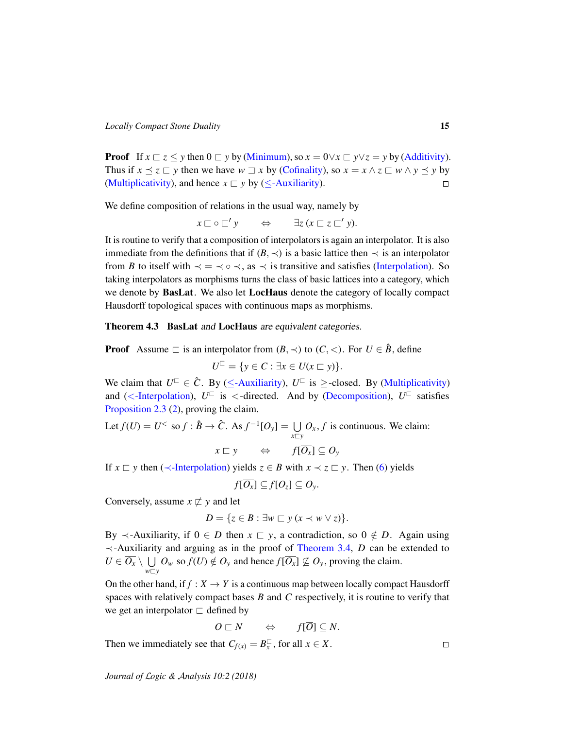**Proof** If $x \sqsubset z \leq y$ then $0 \sqsubset y$ by (Minimum), so $x = 0 \vee x \sqsubset y \vee z = y$ by (Additivity). Thus if $x \preceq z \sqsubset y$ then we have $w \sqsupset x$ by (Cofinality), so $x = x \wedge z \sqsubset w \wedge y \preceq y$ by (Multiplicativity), and hence $x \sqsubset y$ by ($\leq$-Auxiliarity). $\square$

We define composition of relations in the usual way, namely by

$$x \sqsubset \circ \sqsubset' y \qquad \Leftrightarrow \qquad \exists z\,(x \sqsubset z \sqsubset' y).$$

It is routine to verify that a composition of interpolators is again an interpolator. It is also immediate from the definitions that if $(B, \prec)$ is a basic lattice then $\prec$ is an interpolator from $B$ to itself with $\prec = \prec \circ \prec$, as $\prec$ is transitive and satisfies (Interpolation). So taking interpolators as morphisms turns the class of basic lattices into a category, which we denote by **BasLat**. We also let **LocHaus** denote the category of locally compact Hausdorff topological spaces with continuous maps as morphisms.

**Theorem 4.3** *$\mathbf{BasLat}$ and $\mathbf{LocHaus}$ are equivalent categories.*

**Proof** Assume $\sqsubset$ is an interpolator from $(B, \prec)$ to $(C, <)$. For $U \in \hat{B}$, define

$$U^{\sqsubset} = \{y \in C : \exists x \in U (x \sqsubset y)\}.$$

We claim that $U^{\sqsubset} \in \hat{C}$. By ($\leq$-Auxiliarity), $U^{\sqsubset}$ is $\geq$-closed. By (Multiplicativity) and ($<$-Interpolation), $U^{\sqsubset}$ is $<$-directed. And by (Decomposition), $U^{\sqsubset}$ satisfies Proposition 2.3 (2), proving the claim.

Let $f(U) = U^{<}$ so $f : \hat{B} \to \hat{C}$. As $f^{-1}[O_y] = \bigcup\limits_{x \sqsubset y} O_x$, $f$ is continuous. We claim:

$$x \sqsubset y \qquad \Leftrightarrow \qquad f[\overline{O_x}] \subseteq O_y$$

If $x \sqsubset y$ then ($\prec$-Interpolation) yields $z \in B$ with $x \prec z \sqsubset y$. Then (6) yields

$$f[\overline{O_x}] \subseteq f[O_z] \subseteq O_y.$$

Conversely, assume $x \not\sqsubset y$ and let

$$D = \{z \in B : \exists w \sqsubset y\,(x \prec w \vee z)\}.$$

By $\prec$-Auxiliarity, if $0 \in D$ then $x \sqsubset y$, a contradiction, so $0 \notin D$. Again using $\prec$-Auxiliarity and arguing as in the proof of Theorem 3.4, $D$ can be extended to $U \in \overline{O_x} \setminus \bigcup\limits_{w \sqsubset y} O_w$ so $f(U) \notin O_y$ and hence $f[\overline{O_x}] \nsubseteq O_y$, proving the claim.

On the other hand, if $f : X \to Y$ is a continuous map between locally compact Hausdorff spaces with relatively compact bases $B$ and $C$ respectively, it is routine to verify that we get an interpolator $\sqsubset$ defined by

$$O \sqsubset N \qquad \Leftrightarrow \qquad f[\overline{O}] \subseteq N.$$

Then we immediately see that $C_{f(x)} = B_x^{\sqsubset}$, for all $x \in X$. $\square$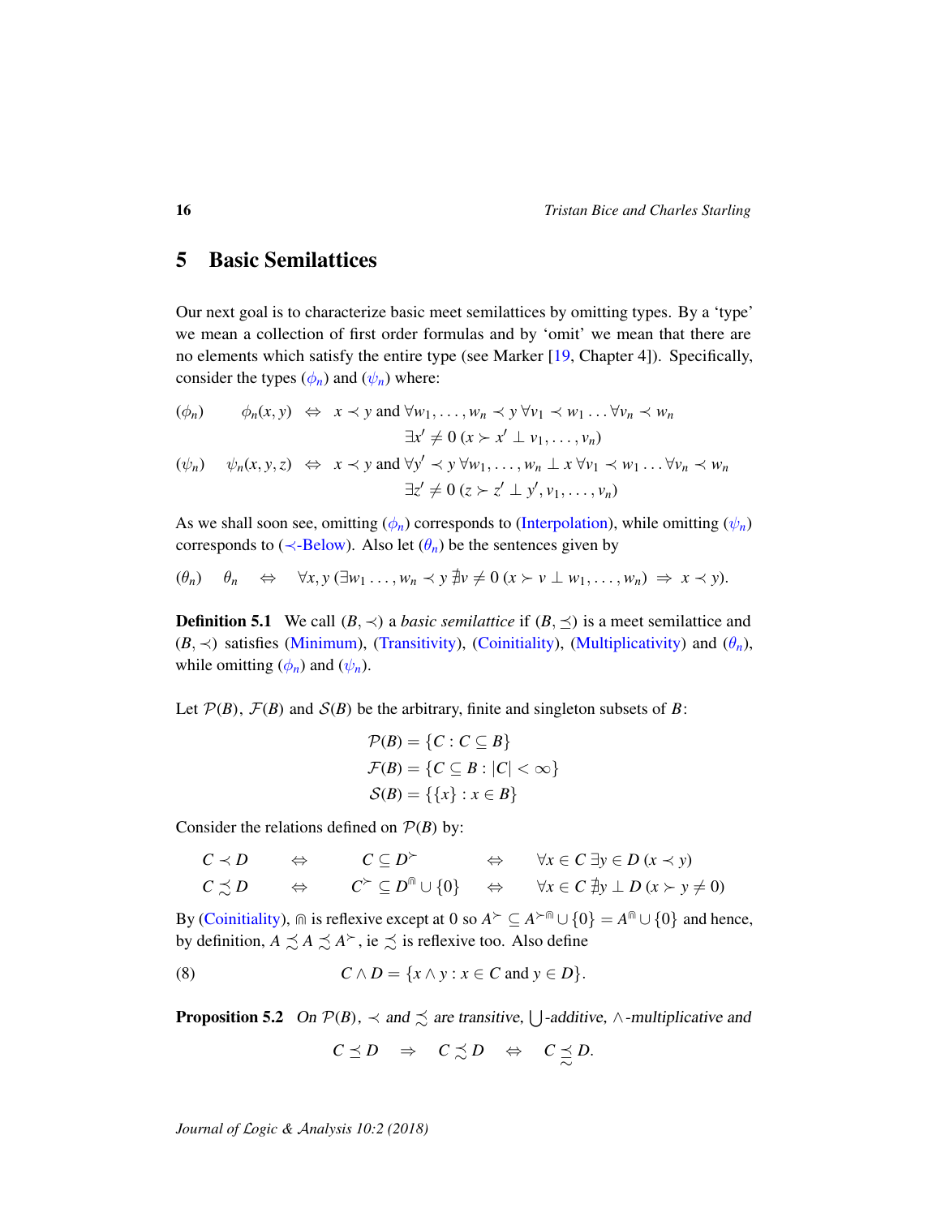# 5 Basic Semilattices

Our next goal is to characterize basic meet semilattices by omitting types. By a 'type' we mean a collection of first order formulas and by 'omit' we mean that there are no elements which satisfy the entire type (see Marker [19, Chapter 4]). Specifically, consider the types ($\phi_n$) and ($\psi_n$) where:

$$(\phi_n) \qquad \phi_n(x,y) \quad \Leftrightarrow \quad x \prec y \text{ and } \forall w_1,\ldots,w_n \prec y\ \forall v_1 \prec w_1 \ldots \forall v_n \prec w_n$$
$$\exists x' \neq 0\ (x \succ x' \perp v_1,\ldots,v_n)$$

$$(\psi_n) \quad \psi_n(x,y,z) \quad \Leftrightarrow \quad x \prec y \text{ and } \forall y' \prec y\ \forall w_1,\ldots,w_n \perp x\ \forall v_1 \prec w_1 \ldots \forall v_n \prec w_n$$
$$\exists z' \neq 0\ (z \succ z' \perp y', v_1,\ldots,v_n)$$

As we shall soon see, omitting ($\phi_n$) corresponds to (Interpolation), while omitting ($\psi_n$) corresponds to ($\prec$-Below). Also let ($\theta_n$) be the sentences given by

$$(\theta_n) \quad \theta_n \quad \Leftrightarrow \quad \forall x,y\ (\exists w_1\ldots,w_n \prec y\ \nexists v \neq 0\ (x \succ v \perp w_1,\ldots,w_n)\ \Rightarrow\ x \prec y).$$

**Definition 5.1** We call $(B,\prec)$ a *basic semilattice* if $(B,\preceq)$ is a meet semilattice and $(B,\prec)$ satisfies (Minimum), (Transitivity), (Coinitiality), (Multiplicativity) and ($\theta_n$), while omitting ($\phi_n$) and ($\psi_n$).

Let $\mathcal{P}(B)$, $\mathcal{F}(B)$ and $\mathcal{S}(B)$ be the arbitrary, finite and singleton subsets of $B$:

$$\mathcal{P}(B) = \{C : C \subseteq B\}$$
$$\mathcal{F}(B) = \{C \subseteq B : |C| < \infty\}$$
$$\mathcal{S}(B) = \{\{x\} : x \in B\}$$

Consider the relations defined on $\mathcal{P}(B)$ by:

$$\begin{array}{lllll}
C \prec D & \Leftrightarrow & C \subseteq D^{\succ} & \Leftrightarrow & \forall x \in C\ \exists y \in D\ (x \prec y) \\
C \precsim D & \Leftrightarrow & C^{\succ} \subseteq D^{\Cap} \cup \{0\} & \Leftrightarrow & \forall x \in C\ \nexists y \perp D\ (x \succ y \neq 0)
\end{array}$$

By (Coinitiality), $\Cap$ is reflexive except at 0 so $A^{\succ} \subseteq A^{\succ\Cap} \cup \{0\} = A^{\Cap} \cup \{0\}$ and hence, by definition, $A \precsim A \precsim A^{\succ}$, ie $\precsim$ is reflexive too. Also define

$$C \wedge D = \{x \wedge y : x \in C \text{ and } y \in D\}. \tag{8}$$

**Proposition 5.2** *On $\mathcal{P}(B)$, $\prec$ and $\precsim$ are transitive, $\bigcup$-additive, $\wedge$-multiplicative and*

$$C \preceq D \quad \Rightarrow \quad C \precsim D \quad \Leftrightarrow \quad C \underset{\sim}{\preceq} D.$$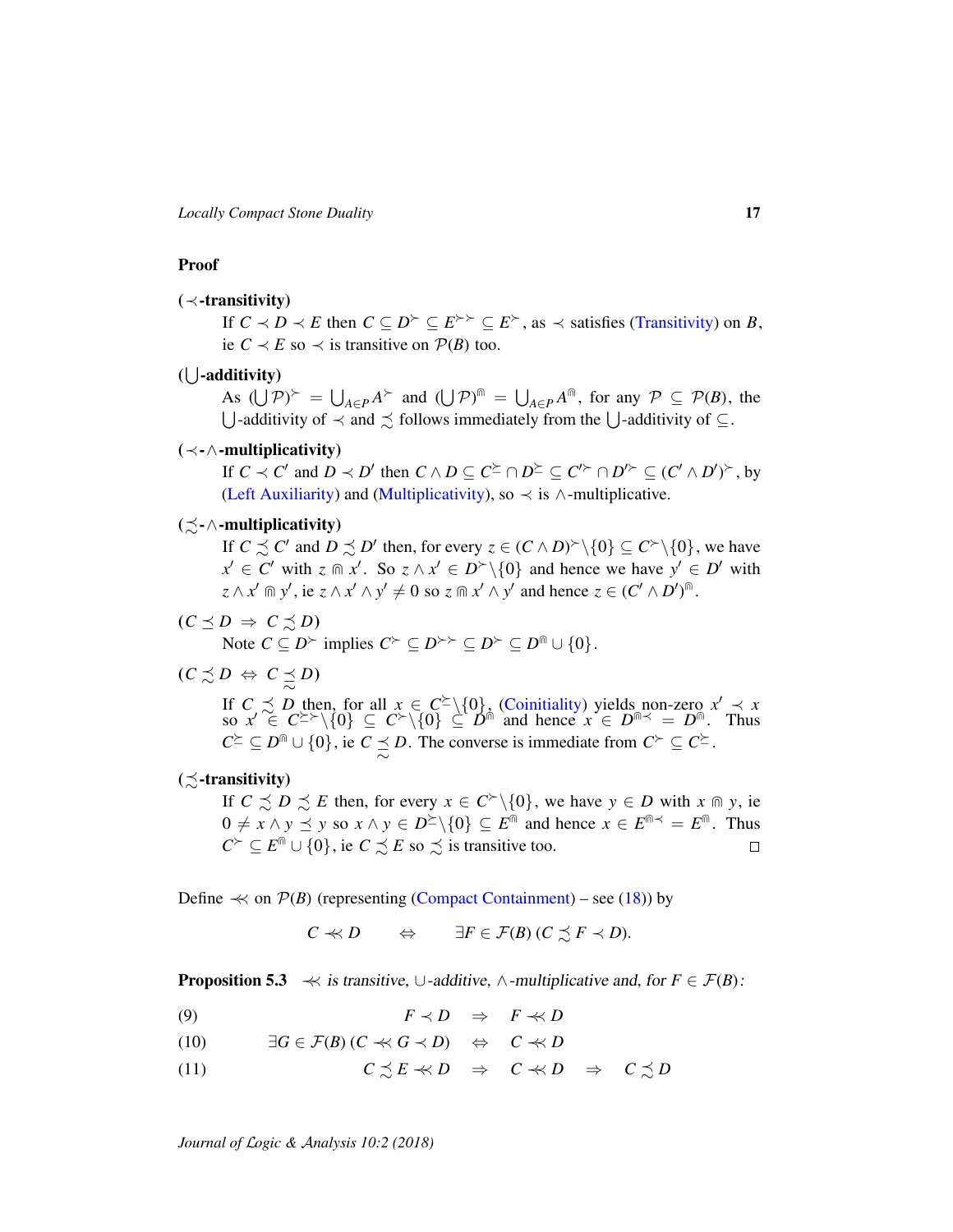**Proof**

**($\prec$-transitivity)**
If $C \prec D \prec E$ then $C \subseteq D^{\succ} \subseteq E^{\succ\succ} \subseteq E^{\succ}$, as $\prec$ satisfies (Transitivity) on $B$, ie $C \prec E$ so $\prec$ is transitive on $\mathcal{P}(B)$ too.

**($\bigcup$-additivity)**
As $(\bigcup \mathcal{P})^{\succ} = \bigcup_{A \in P} A^{\succ}$ and $(\bigcup \mathcal{P})^{\Cap} = \bigcup_{A \in P} A^{\Cap}$, for any $\mathcal{P} \subseteq \mathcal{P}(B)$, the $\bigcup$-additivity of $\prec$ and $\precsim$ follows immediately from the $\bigcup$-additivity of $\subseteq$.

**($\prec$-$\wedge$-multiplicativity)**
If $C \prec C'$ and $D \prec D'$ then $C \wedge D \subseteq C^{\succeq} \cap D^{\succeq} \subseteq C'^{\succ} \cap D'^{\succ} \subseteq (C' \wedge D')^{\succ}$, by (Left Auxiliarity) and (Multiplicativity), so $\prec$ is $\wedge$-multiplicative.

**($\precsim$-$\wedge$-multiplicativity)**
If $C \precsim C'$ and $D \precsim D'$ then, for every $z \in (C \wedge D)^{\succ} \backslash \{0\} \subseteq C^{\succ} \backslash \{0\}$, we have $x' \in C'$ with $z \Cap x'$. So $z \wedge x' \in D^{\succ} \backslash \{0\}$ and hence we have $y' \in D'$ with $z \wedge x' \Cap y'$, ie $z \wedge x' \wedge y' \neq 0$ so $z \Cap x' \wedge y'$ and hence $z \in (C' \wedge D')^{\Cap}$.

**($C \preceq D \;\Rightarrow\; C \precsim D$)**
Note $C \subseteq D^{\succ}$ implies $C^{\succ} \subseteq D^{\succ\succ} \subseteq D^{\succ} \subseteq D^{\Cap} \cup \{0\}$.

**($C \precsim D \;\Leftrightarrow\; C \underset{\sim}{\preceq} D$)**
If $C \precsim D$ then, for all $x \in C^{\succeq} \backslash \{0\}$, (Coinitiality) yields non-zero $x' \prec x$ so $x' \in C^{\succeq\succ} \backslash \{0\} \subseteq C^{\succ} \backslash \{0\} \subseteq D^{\Cap}$ and hence $x \in D^{\Cap\prec} = D^{\Cap}$. Thus $C^{\succeq} \subseteq D^{\Cap} \cup \{0\}$, ie $C \underset{\sim}{\preceq} D$. The converse is immediate from $C^{\succ} \subseteq C^{\succeq}$.

**($\precsim$-transitivity)**
If $C \precsim D \precsim E$ then, for every $x \in C^{\succ} \backslash \{0\}$, we have $y \in D$ with $x \Cap y$, ie $0 \neq x \wedge y \preceq y$ so $x \wedge y \in D^{\succeq} \backslash \{0\} \subseteq E^{\Cap}$ and hence $x \in E^{\Cap\prec} = E^{\Cap}$. Thus $C^{\succ} \subseteq E^{\Cap} \cup \{0\}$, ie $C \precsim E$ so $\precsim$ is transitive too. $\square$

Define $\prec\!\!\prec$ on $\mathcal{P}(B)$ (representing (Compact Containment) – see (18)) by

$$C \prec\!\!\prec D \qquad \Leftrightarrow \qquad \exists F \in \mathcal{F}(B)\,(C \precsim F \prec D).$$

**Proposition 5.3** *$\prec\!\!\prec$ is transitive, $\cup$-additive, $\wedge$-multiplicative and, for $F \in \mathcal{F}(B)$:*

(9) $$F \prec D \quad \Rightarrow \quad F \prec\!\!\prec D$$

(10) $$\exists G \in \mathcal{F}(B)\,(C \prec\!\!\prec G \prec D) \quad \Leftrightarrow \quad C \prec\!\!\prec D$$

(11) $$C \precsim E \prec\!\!\prec D \quad \Rightarrow \quad C \prec\!\!\prec D \quad \Rightarrow \quad C \precsim D$$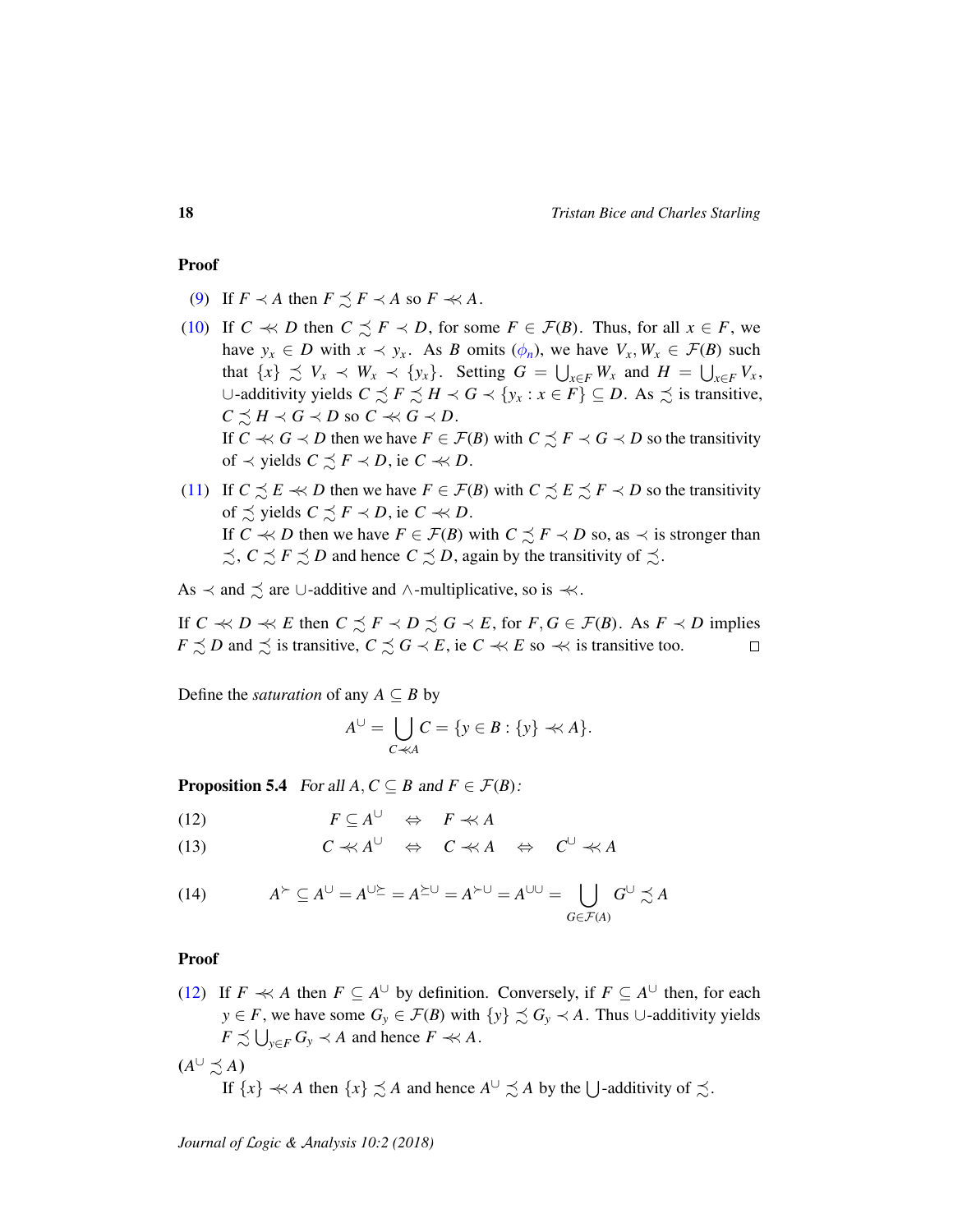**Proof**

(9) If $F \prec A$ then $F \precsim F \prec A$ so $F \prec\!\!\prec A$.

(10) If $C \prec\!\!\prec D$ then $C \precsim F \prec D$, for some $F \in \mathcal{F}(B)$. Thus, for all $x \in F$, we have $y_x \in D$ with $x \prec y_x$. As $B$ omits ($\phi_n$), we have $V_x, W_x \in \mathcal{F}(B)$ such that $\{x\} \precsim V_x \prec W_x \prec \{y_x\}$. Setting $G = \bigcup_{x \in F} W_x$ and $H = \bigcup_{x \in F} V_x$, $\cup$-additivity yields $C \precsim F \precsim H \prec G \prec \{y_x : x \in F\} \subseteq D$. As $\precsim$ is transitive, $C \precsim H \prec G \prec D$ so $C \prec\!\!\prec G \prec D$.
If $C \prec\!\!\prec G \prec D$ then we have $F \in \mathcal{F}(B)$ with $C \precsim F \prec G \prec D$ so the transitivity of $\prec$ yields $C \precsim F \prec D$, ie $C \prec\!\!\prec D$.

(11) If $C \precsim E \prec\!\!\prec D$ then we have $F \in \mathcal{F}(B)$ with $C \precsim E \precsim F \prec D$ so the transitivity of $\precsim$ yields $C \precsim F \prec D$, ie $C \prec\!\!\prec D$.
If $C \prec\!\!\prec D$ then we have $F \in \mathcal{F}(B)$ with $C \precsim F \prec D$ so, as $\prec$ is stronger than $\precsim$, $C \precsim F \precsim D$ and hence $C \precsim D$, again by the transitivity of $\precsim$.

As $\prec$ and $\precsim$ are $\cup$-additive and $\wedge$-multiplicative, so is $\prec\!\!\prec$.

If $C \prec\!\!\prec D \prec\!\!\prec E$ then $C \precsim F \prec D \precsim G \prec E$, for $F, G \in \mathcal{F}(B)$. As $F \prec D$ implies $F \precsim D$ and $\precsim$ is transitive, $C \precsim G \prec E$, ie $C \prec\!\!\prec E$ so $\prec\!\!\prec$ is transitive too. $\square$

Define the *saturation* of any $A \subseteq B$ by

$$A^{\cup} = \bigcup_{C \prec\!\!\prec A} C = \{y \in B : \{y\} \prec\!\!\prec A\}.$$

**Proposition 5.4** *For all $A, C \subseteq B$ and $F \in \mathcal{F}(B)$:*

$$F \subseteq A^{\cup} \quad \Leftrightarrow \quad F \prec\!\!\prec A \tag{12}$$

$$C \prec\!\!\prec A^{\cup} \quad \Leftrightarrow \quad C \prec\!\!\prec A \quad \Leftrightarrow \quad C^{\cup} \prec\!\!\prec A \tag{13}$$

$$A^{\succ} \subseteq A^{\cup} = A^{\cup\succeq} = A^{\succeq\cup} = A^{\succ\cup} = A^{\cup\cup} = \bigcup_{G \in \mathcal{F}(A)} G^{\cup} \precsim A \tag{14}$$

**Proof**

(12) If $F \prec\!\!\prec A$ then $F \subseteq A^{\cup}$ by definition. Conversely, if $F \subseteq A^{\cup}$ then, for each $y \in F$, we have some $G_y \in \mathcal{F}(B)$ with $\{y\} \precsim G_y \prec A$. Thus $\cup$-additivity yields $F \precsim \bigcup_{y \in F} G_y \prec A$ and hence $F \prec\!\!\prec A$.

($A^{\cup} \precsim A$)
If $\{x\} \prec\!\!\prec A$ then $\{x\} \precsim A$ and hence $A^{\cup} \precsim A$ by the $\bigcup$-additivity of $\precsim$.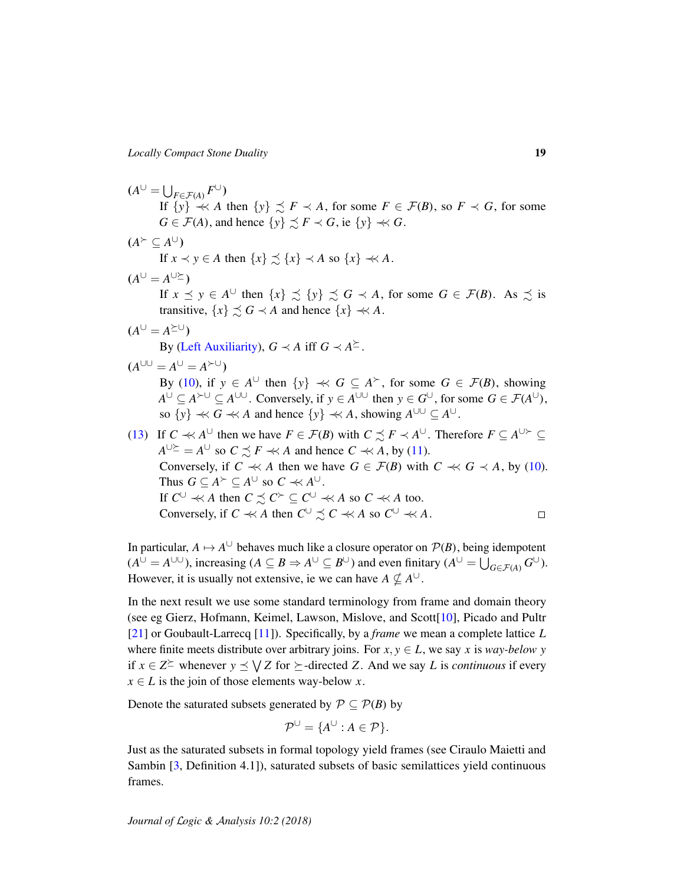($A^\cup = \bigcup_{F\in\mathcal{F}(A)} F^\cup$)

If $\{y\} \precsim\!\!\!\!\prec A$ then $\{y\} \precsim F \prec A$, for some $F \in \mathcal{F}(B)$, so $F \prec G$, for some $G \in \mathcal{F}(A)$, and hence $\{y\} \precsim F \prec G$, ie $\{y\} \lll G$.

($A^\succ \subseteq A^\cup$)

If $x \prec y \in A$ then $\{x\} \precsim \{x\} \prec A$ so $\{x\} \lll A$.

($A^\cup = A^{\cup\succeq}$)

If $x \preceq y \in A^\cup$ then $\{x\} \precsim \{y\} \precsim G \prec A$, for some $G \in \mathcal{F}(B)$. As $\precsim$ is transitive, $\{x\} \precsim G \prec A$ and hence $\{x\} \lll A$.

($A^\cup = A^{\succeq\cup}$)

By (Left Auxiliarity), $G \prec A$ iff $G \prec A^\succeq$.

($A^{\cup\cup} = A^\cup = A^{\succ\cup}$)

By (10), if $y \in A^\cup$ then $\{y\} \lll G \subseteq A^\succ$, for some $G \in \mathcal{F}(B)$, showing $A^\cup \subseteq A^{\succ\cup} \subseteq A^{\cup\cup}$. Conversely, if $y \in A^{\cup\cup}$ then $y \in G^\cup$, for some $G \in \mathcal{F}(A^\cup)$, so $\{y\} \lll G \lll A$ and hence $\{y\} \lll A$, showing $A^{\cup\cup} \subseteq A^\cup$.

(13) If $C \lll A^\cup$ then we have $F \in \mathcal{F}(B)$ with $C \precsim F \prec A^\cup$. Therefore $F \subseteq A^{\cup\succ} \subseteq A^{\cup\succeq} = A^\cup$ so $C \precsim F \lll A$ and hence $C \lll A$, by (11).

Conversely, if $C \lll A$ then we have $G \in \mathcal{F}(B)$ with $C \lll G \prec A$, by (10). Thus $G \subseteq A^\succ \subseteq A^\cup$ so $C \lll A^\cup$.

If $C^\cup \lll A$ then $C \precsim C^\succ \subseteq C^\cup \lll A$ so $C \lll A$ too.

Conversely, if $C \lll A$ then $C^\cup \precsim C \lll A$ so $C^\cup \lll A$. □

In particular, $A \mapsto A^\cup$ behaves much like a closure operator on $\mathcal{P}(B)$, being idempotent ($A^\cup = A^{\cup\cup}$), increasing ($A \subseteq B \Rightarrow A^\cup \subseteq B^\cup$) and even finitary ($A^\cup = \bigcup_{G\in\mathcal{F}(A)} G^\cup$). However, it is usually not extensive, ie we can have $A \nsubseteq A^\cup$.

In the next result we use some standard terminology from frame and domain theory (see eg Gierz, Hofmann, Keimel, Lawson, Mislove, and Scott[10], Picado and Pultr [21] or Goubault-Larrecq [11]). Specifically, by a *frame* we mean a complete lattice $L$ where finite meets distribute over arbitrary joins. For $x, y \in L$, we say $x$ is *way-below* $y$ if $x \in Z^\succeq$ whenever $y \preceq \bigvee Z$ for $\succeq$-directed $Z$. And we say $L$ is *continuous* if every $x \in L$ is the join of those elements way-below $x$.

Denote the saturated subsets generated by $\mathcal{P} \subseteq \mathcal{P}(B)$ by

$$\mathcal{P}^\cup = \{A^\cup : A \in \mathcal{P}\}.$$

Just as the saturated subsets in formal topology yield frames (see Ciraulo Maietti and Sambin [3, Definition 4.1]), saturated subsets of basic semilattices yield continuous frames.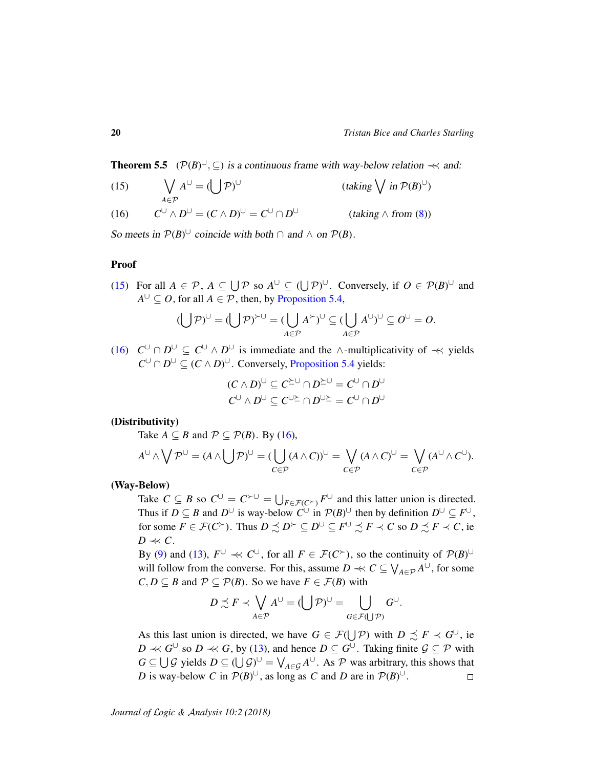**Theorem 5.5** *$(\mathcal{P}(B)^\cup, \subseteq)$ is a continuous frame with way-below relation $\lll$ and:*

$$\bigvee_{A\in\mathcal{P}} A^\cup = (\bigcup \mathcal{P})^\cup \qquad \text{(taking } \bigvee \text{ in } \mathcal{P}(B)^\cup\text{)} \tag{15}$$

$$C^\cup \wedge D^\cup = (C \wedge D)^\cup = C^\cup \cap D^\cup \qquad \text{(taking } \wedge \text{ from (8))} \tag{16}$$

*So meets in $\mathcal{P}(B)^\cup$ coincide with both $\cap$ and $\wedge$ on $\mathcal{P}(B)$.*

**Proof**

(15) For all $A \in \mathcal{P}$, $A \subseteq \bigcup \mathcal{P}$ so $A^\cup \subseteq (\bigcup \mathcal{P})^\cup$. Conversely, if $O \in \mathcal{P}(B)^\cup$ and $A^\cup \subseteq O$, for all $A \in \mathcal{P}$, then, by Proposition 5.4,

$$(\bigcup \mathcal{P})^\cup = (\bigcup \mathcal{P})^{\succ\cup} = (\bigcup_{A\in\mathcal{P}} A^\succ)^\cup \subseteq (\bigcup_{A\in\mathcal{P}} A^\cup)^\cup \subseteq O^\cup = O.$$

(16) $C^\cup \cap D^\cup \subseteq C^\cup \wedge D^\cup$ is immediate and the $\wedge$-multiplicativity of $\lll$ yields $C^\cup \cap D^\cup \subseteq (C \wedge D)^\cup$. Conversely, Proposition 5.4 yields:

$$(C \wedge D)^\cup \subseteq C^{\succsim\cup} \cap D^{\succsim\cup} = C^\cup \cap D^\cup$$
$$C^\cup \wedge D^\cup \subseteq C^{\cup\succsim} \cap D^{\cup\succsim} = C^\cup \cap D^\cup$$

**(Distributivity)**

Take $A \subseteq B$ and $\mathcal{P} \subseteq \mathcal{P}(B)$. By (16),

$$A^\cup \wedge \bigvee \mathcal{P}^\cup = (A \wedge \bigcup \mathcal{P})^\cup = (\bigcup_{C\in\mathcal{P}} (A \wedge C))^\cup = \bigvee_{C\in\mathcal{P}} (A \wedge C)^\cup = \bigvee_{C\in\mathcal{P}} (A^\cup \wedge C^\cup).$$

**(Way-Below)**

Take $C \subseteq B$ so $C^\cup = C^{\succ\cup} = \bigcup_{F\in\mathcal{F}(C^\succ)} F^\cup$ and this latter union is directed. Thus if $D \subseteq B$ and $D^\cup$ is way-below $C^\cup$ in $\mathcal{P}(B)^\cup$ then by definition $D^\cup \subseteq F^\cup$, for some $F \in \mathcal{F}(C^\succ)$. Thus $D \precsim D^\succ \subseteq D^\cup \subseteq F^\cup \precsim F \prec C$ so $D \precsim F \prec C$, ie $D \lll C$.

By (9) and (13), $F^\cup \lll C^\cup$, for all $F \in \mathcal{F}(C^\succ)$, so the continuity of $\mathcal{P}(B)^\cup$ will follow from the converse. For this, assume $D \lll C \subseteq \bigvee_{A\in\mathcal{P}} A^\cup$, for some $C, D \subseteq B$ and $\mathcal{P} \subseteq \mathcal{P}(B)$. So we have $F \in \mathcal{F}(B)$ with

$$D \precsim F \prec \bigvee_{A\in\mathcal{P}} A^\cup = (\bigcup \mathcal{P})^\cup = \bigcup_{G\in\mathcal{F}(\bigcup\mathcal{P})} G^\cup.$$

As this last union is directed, we have $G \in \mathcal{F}(\bigcup \mathcal{P})$ with $D \precsim F \prec G^\cup$, ie $D \lll G^\cup$ so $D \lll G$, by (13), and hence $D \subseteq G^\cup$. Taking finite $\mathcal{G} \subseteq \mathcal{P}$ with $G \subseteq \bigcup \mathcal{G}$ yields $D \subseteq (\bigcup \mathcal{G})^\cup = \bigvee_{A\in\mathcal{G}} A^\cup$. As $\mathcal{P}$ was arbitrary, this shows that $D$ is way-below $C$ in $\mathcal{P}(B)^\cup$, as long as $C$ and $D$ are in $\mathcal{P}(B)^\cup$. $\square$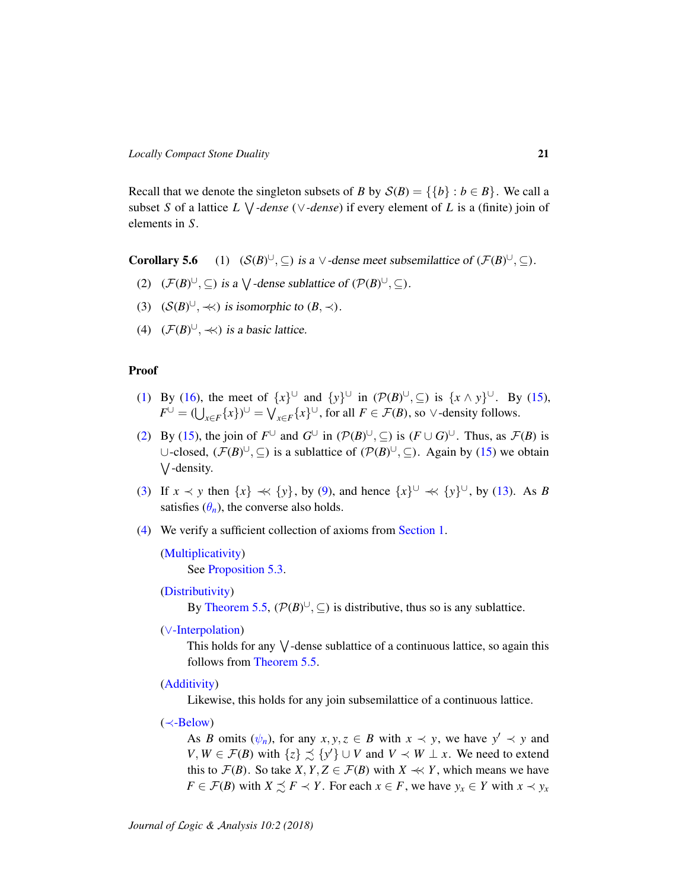Recall that we denote the singleton subsets of $B$ by $\mathcal{S}(B) = \{\{b\} : b \in B\}$. We call a subset $S$ of a lattice $L$ $\bigvee$*-dense* ($\vee$*-dense*) if every element of $L$ is a (finite) join of elements in $S$.

**Corollary 5.6** (1) $(\mathcal{S}(B)^{\cup}, \subseteq)$ *is a* $\vee$*-dense meet subsemilattice of* $(\mathcal{F}(B)^{\cup}, \subseteq)$.

(2) $(\mathcal{F}(B)^{\cup}, \subseteq)$ *is a* $\bigvee$*-dense sublattice of* $(\mathcal{P}(B)^{\cup}, \subseteq)$.

(3) $(\mathcal{S}(B)^{\cup}, \prec\!\!\!\prec)$ *is isomorphic to* $(B, \prec)$.

(4) $(\mathcal{F}(B)^{\cup}, \prec\!\!\!\prec)$ *is a basic lattice.*

**Proof**

(1) By (16), the meet of $\{x\}^{\cup}$ and $\{y\}^{\cup}$ in $(\mathcal{P}(B)^{\cup}, \subseteq)$ is $\{x \wedge y\}^{\cup}$. By (15), $F^{\cup} = (\bigcup_{x \in F}\{x\})^{\cup} = \bigvee_{x \in F}\{x\}^{\cup}$, for all $F \in \mathcal{F}(B)$, so $\vee$-density follows.

(2) By (15), the join of $F^{\cup}$ and $G^{\cup}$ in $(\mathcal{P}(B)^{\cup}, \subseteq)$ is $(F \cup G)^{\cup}$. Thus, as $\mathcal{F}(B)$ is $\cup$-closed, $(\mathcal{F}(B)^{\cup}, \subseteq)$ is a sublattice of $(\mathcal{P}(B)^{\cup}, \subseteq)$. Again by (15) we obtain $\bigvee$-density.

(3) If $x \prec y$ then $\{x\} \prec\!\!\!\prec \{y\}$, by (9), and hence $\{x\}^{\cup} \prec\!\!\!\prec \{y\}^{\cup}$, by (13). As $B$ satisfies ($\theta_n$), the converse also holds.

(4) We verify a sufficient collection of axioms from Section 1.

(Multiplicativity)
See Proposition 5.3.

(Distributivity)
By Theorem 5.5, $(\mathcal{P}(B)^{\cup}, \subseteq)$ is distributive, thus so is any sublattice.

($\vee$-Interpolation)
This holds for any $\bigvee$-dense sublattice of a continuous lattice, so again this follows from Theorem 5.5.

(Additivity)
Likewise, this holds for any join subsemilattice of a continuous lattice.

($\prec$-Below)
As $B$ omits ($\psi_n$), for any $x, y, z \in B$ with $x \prec y$, we have $y' \prec y$ and $V, W \in \mathcal{F}(B)$ with $\{z\} \precsim \{y'\} \cup V$ and $V \prec W \perp x$. We need to extend this to $\mathcal{F}(B)$. So take $X, Y, Z \in \mathcal{F}(B)$ with $X \prec\!\!\!\prec Y$, which means we have $F \in \mathcal{F}(B)$ with $X \precsim F \prec Y$. For each $x \in F$, we have $y_x \in Y$ with $x \prec y_x$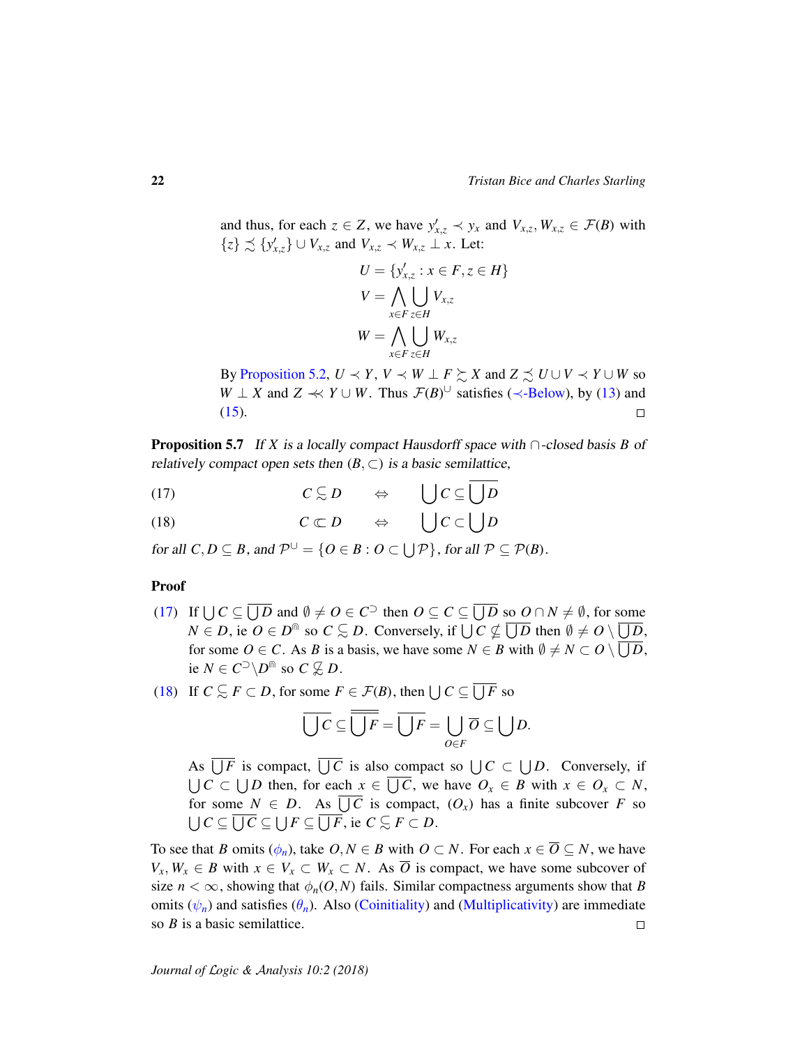and thus, for each $z \in Z$, we have $y'_{x,z} \prec y_x$ and $V_{x,z}, W_{x,z} \in \mathcal{F}(B)$ with $\{z\} \precsim \{y'_{x,z}\} \cup V_{x,z}$ and $V_{x,z} \prec W_{x,z} \perp x$. Let:

$$U = \{y'_{x,z} : x \in F, z \in H\}$$
$$V = \bigwedge_{x \in F} \bigcup_{z \in H} V_{x,z}$$
$$W = \bigwedge_{x \in F} \bigcup_{z \in H} W_{x,z}$$

By Proposition 5.2, $U \prec Y$, $V \prec W \perp F \succsim X$ and $Z \precsim U \cup V \prec Y \cup W$ so $W \perp X$ and $Z \prec\!\!\!\prec Y \cup W$. Thus $\mathcal{F}(B)^{\cup}$ satisfies ($\prec$-Below), by (13) and (15). $\square$

**Proposition 5.7** *If $X$ is a locally compact Hausdorff space with $\cap$-closed basis $B$ of relatively compact open sets then $(B, \subset)$ is a basic semilattice,*

$$C \precsim D \quad \Leftrightarrow \quad \bigcup C \subseteq \overline{\bigcup D} \tag{17}$$

$$C \Subset D \quad \Leftrightarrow \quad \bigcup C \subset \bigcup D \tag{18}$$

*for all $C, D \subseteq B$, and $\mathcal{P}^{\cup} = \{O \in B : O \subset \bigcup \mathcal{P}\}$, for all $\mathcal{P} \subseteq \mathcal{P}(B)$.*

**Proof**

(17) If $\bigcup C \subseteq \overline{\bigcup D}$ and $\emptyset \neq O \in C^{\supset}$ then $O \subseteq C \subseteq \overline{\bigcup D}$ so $O \cap N \neq \emptyset$, for some $N \in D$, ie $O \in D^{\Cap}$ so $C \precsim D$. Conversely, if $\bigcup C \nsubseteq \overline{\bigcup D}$ then $\emptyset \neq O \setminus \overline{\bigcup D}$, for some $O \in C$. As $B$ is a basis, we have some $N \in B$ with $\emptyset \neq N \subset O \setminus \overline{\bigcup D}$, ie $N \in C^{\supset} \setminus D^{\Cap}$ so $C \not\precsim D$.

(18) If $C \precsim F \subset D$, for some $F \in \mathcal{F}(B)$, then $\bigcup C \subseteq \overline{\bigcup F}$ so

$$\overline{\bigcup C} \subseteq \overline{\overline{\bigcup F}} = \overline{\bigcup F} = \bigcup_{O \in F} \overline{O} \subseteq \bigcup D.$$

As $\overline{\bigcup F}$ is compact, $\overline{\bigcup C}$ is also compact so $\bigcup C \subset \bigcup D$. Conversely, if $\bigcup C \subset \bigcup D$ then, for each $x \in \overline{\bigcup C}$, we have $O_x \in B$ with $x \in O_x \subset N$, for some $N \in D$. As $\overline{\bigcup C}$ is compact, $(O_x)$ has a finite subcover $F$ so $\bigcup C \subseteq \overline{\bigcup C} \subseteq \bigcup F \subseteq \overline{\bigcup F}$, ie $C \precsim F \subset D$.

To see that $B$ omits ($\phi_n$), take $O, N \in B$ with $O \subset N$. For each $x \in \overline{O} \subseteq N$, we have $V_x, W_x \in B$ with $x \in V_x \subset W_x \subset N$. As $\overline{O}$ is compact, we have some subcover of size $n < \infty$, showing that $\phi_n(O, N)$ fails. Similar compactness arguments show that $B$ omits ($\psi_n$) and satisfies ($\theta_n$). Also (Coinitiality) and (Multiplicativity) are immediate so $B$ is a basic semilattice. $\square$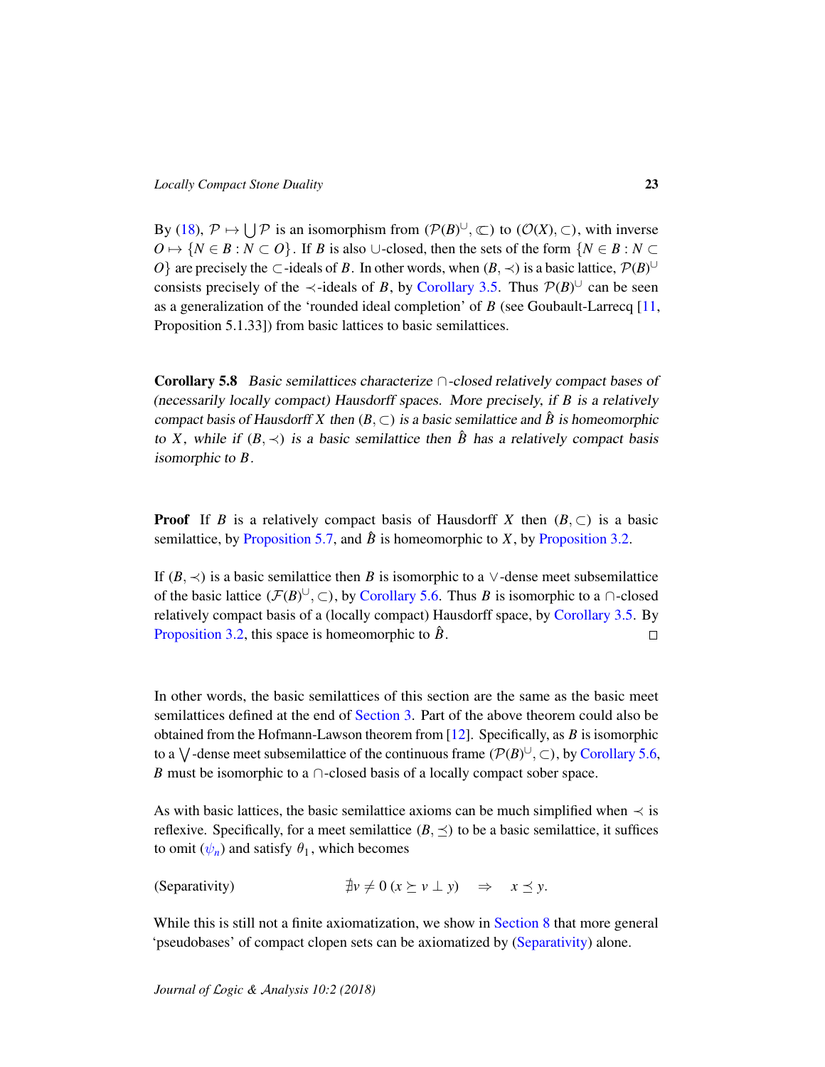By (18), $\mathcal{P} \mapsto \bigcup \mathcal{P}$ is an isomorphism from $(\mathcal{P}(B)^{\cup}, \Subset)$ to $(\mathcal{O}(X), \subset)$, with inverse $O \mapsto \{N \in B : N \subset O\}$. If $B$ is also $\cup$-closed, then the sets of the form $\{N \in B : N \subset O\}$ are precisely the $\subset$-ideals of $B$. In other words, when $(B, \prec)$ is a basic lattice, $\mathcal{P}(B)^{\cup}$ consists precisely of the $\prec$-ideals of $B$, by Corollary 3.5. Thus $\mathcal{P}(B)^{\cup}$ can be seen as a generalization of the 'rounded ideal completion' of $B$ (see Goubault-Larrecq [11, Proposition 5.1.33]) from basic lattices to basic semilattices.

**Corollary 5.8** *Basic semilattices characterize $\cap$-closed relatively compact bases of (necessarily locally compact) Hausdorff spaces. More precisely, if $B$ is a relatively compact basis of Hausdorff $X$ then $(B, \subset)$ is a basic semilattice and $\hat{B}$ is homeomorphic to $X$, while if $(B, \prec)$ is a basic semilattice then $\hat{B}$ has a relatively compact basis isomorphic to $B$.*

**Proof** If $B$ is a relatively compact basis of Hausdorff $X$ then $(B, \subset)$ is a basic semilattice, by Proposition 5.7, and $\hat{B}$ is homeomorphic to $X$, by Proposition 3.2.

If $(B, \prec)$ is a basic semilattice then $B$ is isomorphic to a $\vee$-dense meet subsemilattice of the basic lattice $(\mathcal{F}(B)^{\cup}, \subset)$, by Corollary 5.6. Thus $B$ is isomorphic to a $\cap$-closed relatively compact basis of a (locally compact) Hausdorff space, by Corollary 3.5. By Proposition 3.2, this space is homeomorphic to $\hat{B}$. □

In other words, the basic semilattices of this section are the same as the basic meet semilattices defined at the end of Section 3. Part of the above theorem could also be obtained from the Hofmann-Lawson theorem from [12]. Specifically, as $B$ is isomorphic to a $\bigvee$-dense meet subsemilattice of the continuous frame $(\mathcal{P}(B)^{\cup}, \Subset)$, by Corollary 5.6, $B$ must be isomorphic to a $\cap$-closed basis of a locally compact sober space.

As with basic lattices, the basic semilattice axioms can be much simplified when $\prec$ is reflexive. Specifically, for a meet semilattice $(B, \preceq)$ to be a basic semilattice, it suffices to omit ($\psi_n$) and satisfy $\theta_1$, which becomes

$$\text{(Separativity)} \qquad \nexists v \neq 0 \; (x \succeq v \perp y) \quad \Rightarrow \quad x \preceq y.$$

While this is still not a finite axiomatization, we show in Section 8 that more general 'pseudobases' of compact clopen sets can be axiomatized by (Separativity) alone.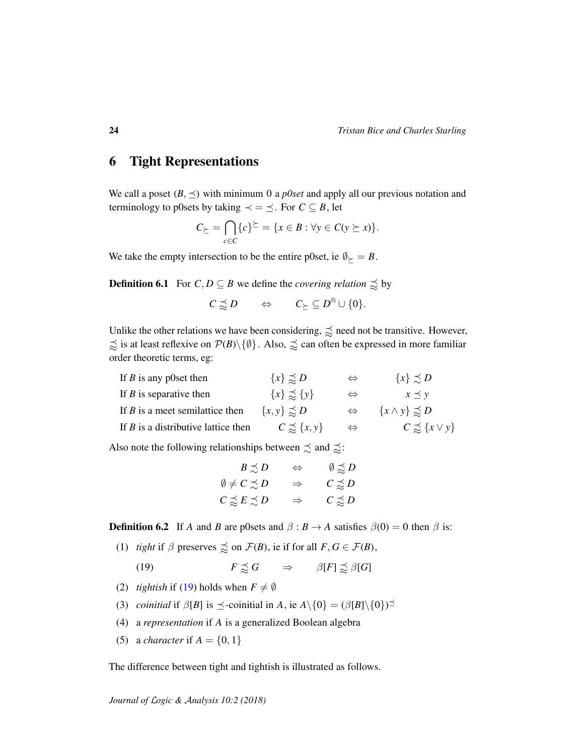## 6 Tight Representations

We call a poset $(B, \preceq)$ with minimum 0 a *p0set* and apply all our previous notation and terminology to p0sets by taking $\prec = \preceq$. For $C \subseteq B$, let

$$C_{\succeq} = \bigcap_{c \in C} \{c\}^{\succeq} = \{x \in B : \forall y \in C(y \succeq x)\}.$$

We take the empty intersection to be the entire p0set, ie $\emptyset_{\succeq} = B$.

**Definition 6.1** For $C, D \subseteq B$ we define the *covering relation* $\precapprox$ by

$$C \precapprox D \qquad \Leftrightarrow \qquad C_{\succeq} \subseteq D^{\Cap} \cup \{0\}.$$

Unlike the other relations we have been considering, $\precapprox$ need not be transitive. However, $\precapprox$ is at least reflexive on $\mathcal{P}(B)\backslash\{\emptyset\}$. Also, $\precapprox$ can often be expressed in more familiar order theoretic terms, eg:

| | | | |
|---|---|---|---|
| If $B$ is any p0set then | $\{x\} \precapprox D$ | $\Leftrightarrow$ | $\{x\} \precsim D$ |
| If $B$ is separative then | $\{x\} \precapprox \{y\}$ | $\Leftrightarrow$ | $x \preceq y$ |
| If $B$ is a meet semilattice then | $\{x, y\} \precapprox D$ | $\Leftrightarrow$ | $\{x \wedge y\} \precapprox D$ |
| If $B$ is a distributive lattice then | $C \precapprox \{x, y\}$ | $\Leftrightarrow$ | $C \precapprox \{x \vee y\}$ |

Also note the following relationships between $\precsim$ and $\precapprox$:

$$B \precsim D \qquad \Leftrightarrow \qquad \emptyset \precapprox D$$
$$\emptyset \neq C \precsim D \qquad \Rightarrow \qquad C \precapprox D$$
$$C \precapprox E \precsim D \qquad \Rightarrow \qquad C \precapprox D$$

**Definition 6.2** If $A$ and $B$ are p0sets and $\beta : B \to A$ satisfies $\beta(0) = 0$ then $\beta$ is:

(1) *tight* if $\beta$ preserves $\precapprox$ on $\mathcal{F}(B)$, ie if for all $F, G \in \mathcal{F}(B)$,

(19) $$F \precapprox G \qquad \Rightarrow \qquad \beta[F] \precapprox \beta[G]$$

(2) *tightish* if (19) holds when $F \neq \emptyset$

(3) *coinitial* if $\beta[B]$ is $\preceq$-coinitial in $A$, ie $A\backslash\{0\} = (\beta[B]\backslash\{0\})^{\preceq}$

(4) a *representation* if $A$ is a generalized Boolean algebra

(5) a *character* if $A = \{0, 1\}$

The difference between tight and tightish is illustrated as follows.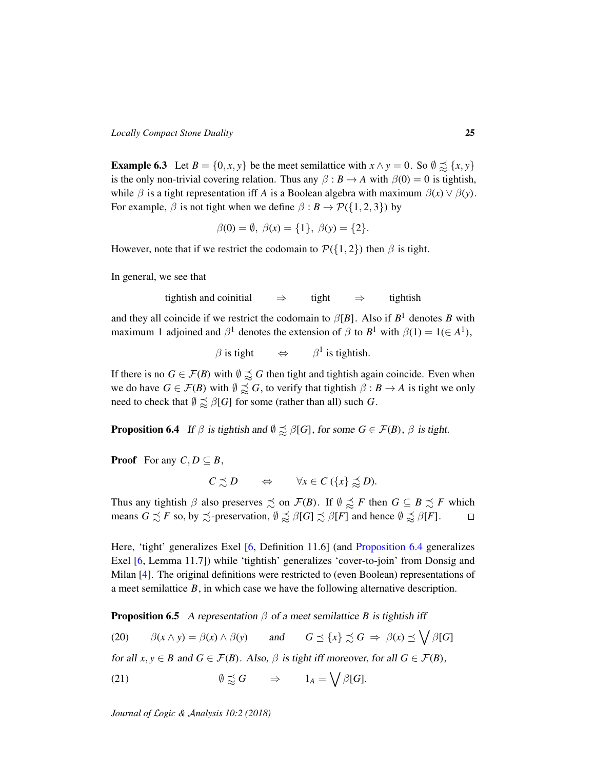**Example 6.3** Let $B = \{0, x, y\}$ be the meet semilattice with $x \wedge y = 0$. So $\emptyset \precsim\!\!\!\approx \{x, y\}$ is the only non-trivial covering relation. Thus any $\beta : B \to A$ with $\beta(0) = 0$ is tightish, while $\beta$ is a tight representation iff $A$ is a Boolean algebra with maximum $\beta(x) \vee \beta(y)$. For example, $\beta$ is not tight when we define $\beta : B \to \mathcal{P}(\{1, 2, 3\})$ by

$$\beta(0) = \emptyset,\ \beta(x) = \{1\},\ \beta(y) = \{2\}.$$

However, note that if we restrict the codomain to $\mathcal{P}(\{1, 2\})$ then $\beta$ is tight.

In general, we see that

$$\text{tightish and coinitial} \quad \Rightarrow \quad \text{tight} \quad \Rightarrow \quad \text{tightish}$$

and they all coincide if we restrict the codomain to $\beta[B]$. Also if $B^1$ denotes $B$ with maximum 1 adjoined and $\beta^1$ denotes the extension of $\beta$ to $B^1$ with $\beta(1) = 1 (\in A^1)$,

$$\beta \text{ is tight} \quad \Leftrightarrow \quad \beta^1 \text{ is tightish}.$$

If there is no $G \in \mathcal{F}(B)$ with $\emptyset \precsim\!\!\!\approx G$ then tight and tightish again coincide. Even when we do have $G \in \mathcal{F}(B)$ with $\emptyset \precsim\!\!\!\approx G$, to verify that tightish $\beta : B \to A$ is tight we only need to check that $\emptyset \precsim\!\!\!\approx \beta[G]$ for some (rather than all) such $G$.

**Proposition 6.4** *If $\beta$ is tightish and $\emptyset \precsim\!\!\!\approx \beta[G]$, for some $G \in \mathcal{F}(B)$, $\beta$ is tight.*

**Proof** For any $C, D \subseteq B$,

$$C \precsim D \quad \Leftrightarrow \quad \forall x \in C\ (\{x\} \precsim\!\!\!\approx D).$$

Thus any tightish $\beta$ also preserves $\precsim$ on $\mathcal{F}(B)$. If $\emptyset \precsim\!\!\!\approx F$ then $G \subseteq B \precsim F$ which means $G \precsim F$ so, by $\precsim$-preservation, $\emptyset \precsim\!\!\!\approx \beta[G] \precsim \beta[F]$ and hence $\emptyset \precsim\!\!\!\approx \beta[F]$. □

Here, 'tight' generalizes Exel [6, Definition 11.6] (and Proposition 6.4 generalizes Exel [6, Lemma 11.7]) while 'tightish' generalizes 'cover-to-join' from Donsig and Milan [4]. The original definitions were restricted to (even Boolean) representations of a meet semilattice $B$, in which case we have the following alternative description.

**Proposition 6.5** *A representation $\beta$ of a meet semilattice $B$ is tightish iff*

$$\beta(x \wedge y) = \beta(x) \wedge \beta(y) \quad \text{and} \quad G \preceq \{x\} \precsim G \ \Rightarrow\ \beta(x) \preceq \bigvee \beta[G] \tag{20}$$

*for all $x, y \in B$ and $G \in \mathcal{F}(B)$. Also, $\beta$ is tight iff moreover, for all $G \in \mathcal{F}(B)$,*

$$\emptyset \precsim\!\!\!\approx G \quad \Rightarrow \quad 1_A = \bigvee \beta[G]. \tag{21}$$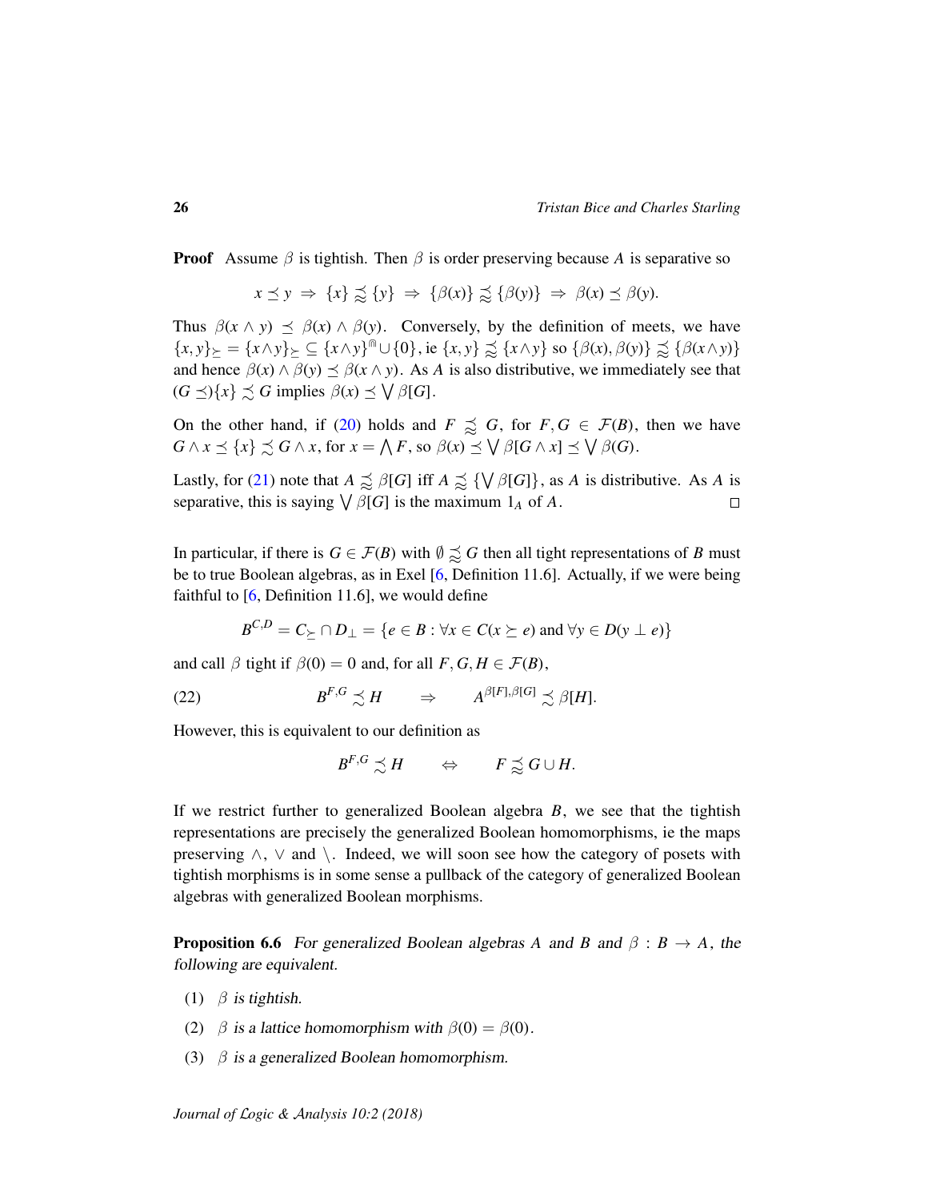**Proof** Assume $\beta$ is tightish. Then $\beta$ is order preserving because $A$ is separative so

$$x \preceq y \;\Rightarrow\; \{x\} \precapprox \{y\} \;\Rightarrow\; \{\beta(x)\} \precapprox \{\beta(y)\} \;\Rightarrow\; \beta(x) \preceq \beta(y).$$

Thus $\beta(x \wedge y) \preceq \beta(x) \wedge \beta(y)$. Conversely, by the definition of meets, we have $\{x, y\}_{\succeq} = \{x \wedge y\}_{\succeq} \subseteq \{x \wedge y\}^{\Cap} \cup \{0\}$, ie $\{x, y\} \precapprox \{x \wedge y\}$ so $\{\beta(x), \beta(y)\} \precapprox \{\beta(x \wedge y)\}$ and hence $\beta(x) \wedge \beta(y) \preceq \beta(x \wedge y)$. As $A$ is also distributive, we immediately see that $(G \preceq)\{x\} \precsim G$ implies $\beta(x) \preceq \bigvee \beta[G]$.

On the other hand, if (20) holds and $F \precapprox G$, for $F, G \in \mathcal{F}(B)$, then we have $G \wedge x \preceq \{x\} \precsim G \wedge x$, for $x = \bigwedge F$, so $\beta(x) \preceq \bigvee \beta[G \wedge x] \preceq \bigvee \beta(G)$.

Lastly, for (21) note that $A \precapprox \beta[G]$ iff $A \precapprox \{\bigvee \beta[G]\}$, as $A$ is distributive. As $A$ is separative, this is saying $\bigvee \beta[G]$ is the maximum $1_A$ of $A$. $\square$

In particular, if there is $G \in \mathcal{F}(B)$ with $\emptyset \precapprox G$ then all tight representations of $B$ must be to true Boolean algebras, as in Exel [6, Definition 11.6]. Actually, if we were being faithful to [6, Definition 11.6], we would define

$$B^{C,D} = C_{\succeq} \cap D_{\perp} = \{e \in B : \forall x \in C(x \succeq e) \text{ and } \forall y \in D(y \perp e)\}$$

and call $\beta$ tight if $\beta(0) = 0$ and, for all $F, G, H \in \mathcal{F}(B)$,

$$B^{F,G} \precsim H \qquad \Rightarrow \qquad A^{\beta[F],\beta[G]} \precsim \beta[H]. \tag{22}$$

However, this is equivalent to our definition as

$$B^{F,G} \precsim H \qquad \Leftrightarrow \qquad F \precapprox G \cup H.$$

If we restrict further to generalized Boolean algebra $B$, we see that the tightish representations are precisely the generalized Boolean homomorphisms, ie the maps preserving $\wedge$, $\vee$ and $\setminus$. Indeed, we will soon see how the category of posets with tightish morphisms is in some sense a pullback of the category of generalized Boolean algebras with generalized Boolean morphisms.

**Proposition 6.6** *For generalized Boolean algebras $A$ and $B$ and $\beta : B \to A$, the following are equivalent.*

1. *$\beta$ is tightish.*
2. *$\beta$ is a lattice homomorphism with $\beta(0) = \beta(0)$.*
3. *$\beta$ is a generalized Boolean homomorphism.*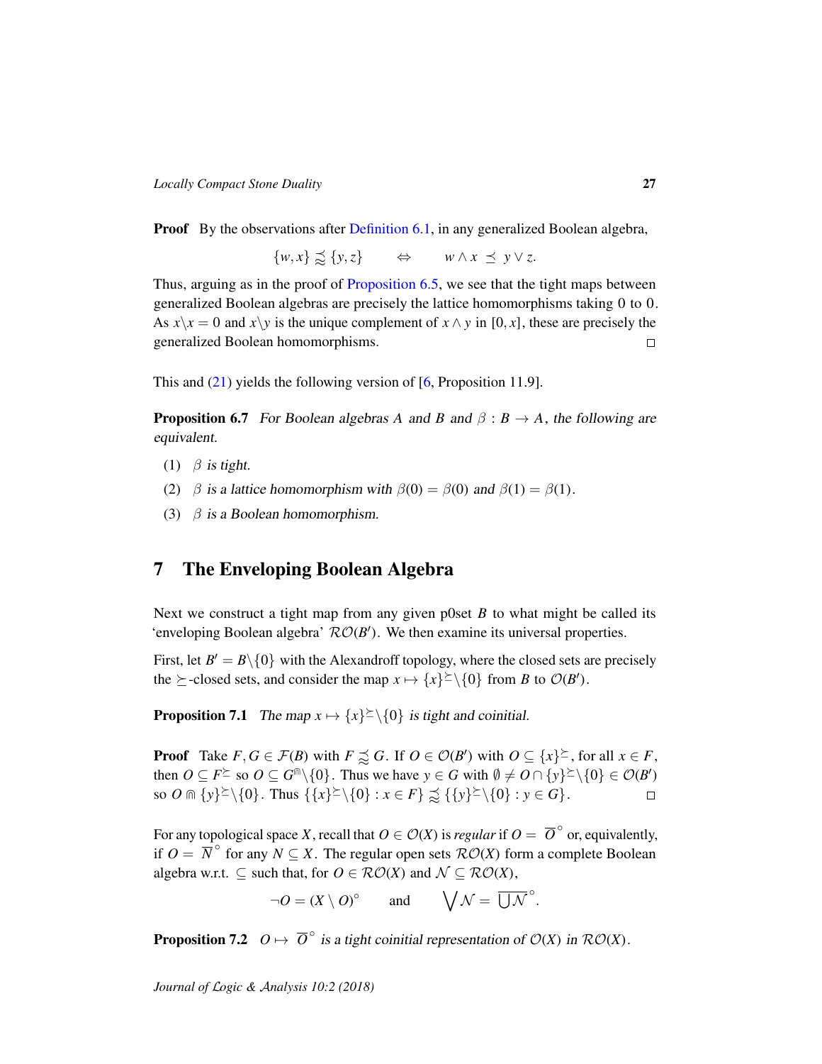**Proof** By the observations after Definition 6.1, in any generalized Boolean algebra,

$$\{w,x\} \precsim\!\!\!\!\precsim \{y,z\} \qquad \Leftrightarrow \qquad w \wedge x \ \preceq\ y \vee z.$$

Thus, arguing as in the proof of Proposition 6.5, we see that the tight maps between generalized Boolean algebras are precisely the lattice homomorphisms taking $0$ to $0$. As $x\backslash x = 0$ and $x\backslash y$ is the unique complement of $x \wedge y$ in $[0,x]$, these are precisely the generalized Boolean homomorphisms. $\square$

This and (21) yields the following version of [6, Proposition 11.9].

**Proposition 6.7** *For Boolean algebras $A$ and $B$ and $\beta : B \to A$, the following are equivalent.*

1. $\beta$ *is tight.*
2. $\beta$ *is a lattice homomorphism with $\beta(0) = \beta(0)$ and $\beta(1) = \beta(1)$.*
3. $\beta$ *is a Boolean homomorphism.*

## 7 The Enveloping Boolean Algebra

Next we construct a tight map from any given p0set $B$ to what might be called its 'enveloping Boolean algebra' $\mathcal{RO}(B')$. We then examine its universal properties.

First, let $B' = B\backslash\{0\}$ with the Alexandroff topology, where the closed sets are precisely the $\succeq$-closed sets, and consider the map $x \mapsto \{x\}^{\succeq}\backslash\{0\}$ from $B$ to $\mathcal{O}(B')$.

**Proposition 7.1** *The map $x \mapsto \{x\}^{\succeq}\backslash\{0\}$ is tight and coinitial.*

**Proof** Take $F, G \in \mathcal{F}(B)$ with $F \precsim\!\!\!\!\precsim G$. If $O \in \mathcal{O}(B')$ with $O \subseteq \{x\}^{\succeq}$, for all $x \in F$, then $O \subseteq F^{\succeq}$ so $O \subseteq G^{\Cap}\backslash\{0\}$. Thus we have $y \in G$ with $\emptyset \neq O \cap \{y\}^{\succeq}\backslash\{0\} \in \mathcal{O}(B')$ so $O \Cap \{y\}^{\succeq}\backslash\{0\}$. Thus $\{\{x\}^{\succeq}\backslash\{0\} : x \in F\} \precsim\!\!\!\!\precsim \{\{y\}^{\succeq}\backslash\{0\} : y \in G\}$. $\square$

For any topological space $X$, recall that $O \in \mathcal{O}(X)$ is *regular* if $O = \overline{O}^{\circ}$ or, equivalently, if $O = \overline{N}^{\circ}$ for any $N \subseteq X$. The regular open sets $\mathcal{RO}(X)$ form a complete Boolean algebra w.r.t. $\subseteq$ such that, for $O \in \mathcal{RO}(X)$ and $\mathcal{N} \subseteq \mathcal{RO}(X)$,

$$\neg O = (X \setminus O)^{\circ} \qquad \text{and} \qquad \bigvee \mathcal{N} = \overline{\bigcup \mathcal{N}}^{\circ}.$$

**Proposition 7.2** $O \mapsto \overline{O}^{\circ}$ *is a tight coinitial representation of $\mathcal{O}(X)$ in $\mathcal{RO}(X)$.*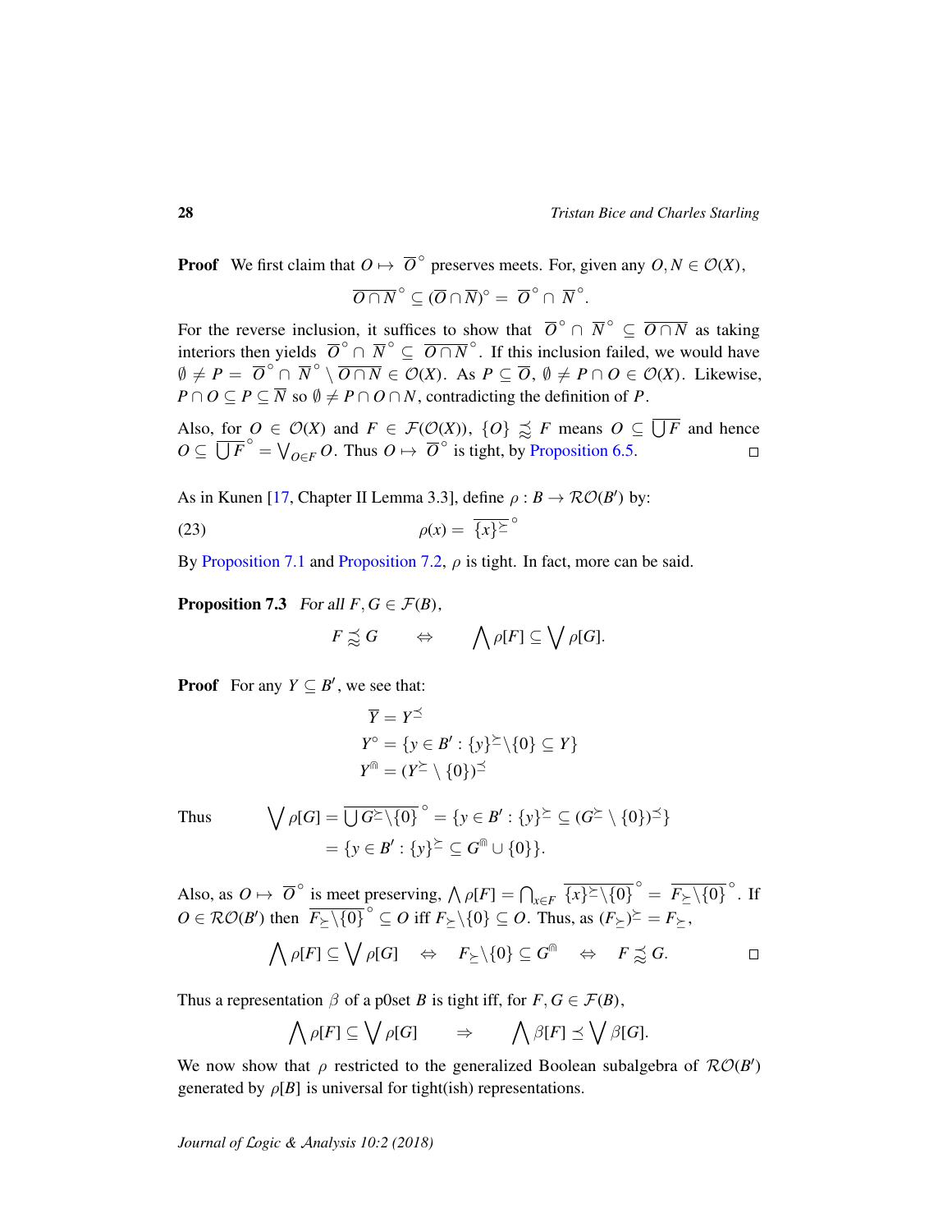**Proof** We first claim that $O \mapsto \overline{O}^\circ$ preserves meets. For, given any $O, N \in \mathcal{O}(X)$,

$$\overline{O \cap N}^\circ \subseteq (\overline{O} \cap \overline{N})^\circ = \overline{O}^\circ \cap \overline{N}^\circ.$$

For the reverse inclusion, it suffices to show that $\overline{O}^\circ \cap \overline{N}^\circ \subseteq \overline{O \cap N}$ as taking interiors then yields $\overline{O}^\circ \cap \overline{N}^\circ \subseteq \overline{O \cap N}^\circ$. If this inclusion failed, we would have $\emptyset \neq P = \overline{O}^\circ \cap \overline{N}^\circ \setminus \overline{O \cap N} \in \mathcal{O}(X)$. As $P \subseteq \overline{O}$, $\emptyset \neq P \cap O \in \mathcal{O}(X)$. Likewise, $P \cap O \subseteq P \subseteq \overline{N}$ so $\emptyset \neq P \cap O \cap N$, contradicting the definition of $P$.

Also, for $O \in \mathcal{O}(X)$ and $F \in \mathcal{F}(\mathcal{O}(X))$, $\{O\} \precsim F$ means $O \subseteq \overline{\bigcup F}$ and hence $O \subseteq \overline{\bigcup F}^\circ = \bigvee_{O \in F} O$. Thus $O \mapsto \overline{O}^\circ$ is tight, by Proposition 6.5. $\square$

As in Kunen [17, Chapter II Lemma 3.3], define $\rho : B \to \mathcal{RO}(B')$ by:

$$\rho(x) = \overline{\{x\}^\succeq}^\circ \tag{23}$$

By Proposition 7.1 and Proposition 7.2, $\rho$ is tight. In fact, more can be said.

**Proposition 7.3** *For all $F, G \in \mathcal{F}(B)$,*

$$F \precapprox G \qquad \Leftrightarrow \qquad \bigwedge \rho[F] \subseteq \bigvee \rho[G].$$

**Proof** For any $Y \subseteq B'$, we see that:

$$\overline{Y} = Y^\preceq$$
$$Y^\circ = \{y \in B' : \{y\}^\succeq \backslash \{0\} \subseteq Y\}$$
$$Y^\Cap = (Y^\succeq \setminus \{0\})^\preceq$$

Thus
$$\bigvee \rho[G] = \overline{\bigcup G^\succeq \backslash \{0\}}^\circ = \{y \in B' : \{y\}^\succeq \subseteq (G^\succeq \setminus \{0\})^\preceq\}$$
$$= \{y \in B' : \{y\}^\succeq \subseteq G^\Cap \cup \{0\}\}.$$

Also, as $O \mapsto \overline{O}^\circ$ is meet preserving, $\bigwedge \rho[F] = \bigcap_{x \in F} \overline{\{x\}^\succeq \backslash \{0\}}^\circ = \overline{F_\succeq \backslash \{0\}}^\circ$. If $O \in \mathcal{RO}(B')$ then $\overline{F_\succeq \backslash \{0\}}^\circ \subseteq O$ iff $F_\succeq \backslash \{0\} \subseteq O$. Thus, as $(F_\succeq)^\succeq = F_\succeq$,

$$\bigwedge \rho[F] \subseteq \bigvee \rho[G] \quad \Leftrightarrow \quad F_\succeq \backslash \{0\} \subseteq G^\Cap \quad \Leftrightarrow \quad F \precapprox G. \qquad \square$$

Thus a representation $\beta$ of a p0set $B$ is tight iff, for $F, G \in \mathcal{F}(B)$,

$$\bigwedge \rho[F] \subseteq \bigvee \rho[G] \qquad \Rightarrow \qquad \bigwedge \beta[F] \preceq \bigvee \beta[G].$$

We now show that $\rho$ restricted to the generalized Boolean subalgebra of $\mathcal{RO}(B')$ generated by $\rho[B]$ is universal for tight(ish) representations.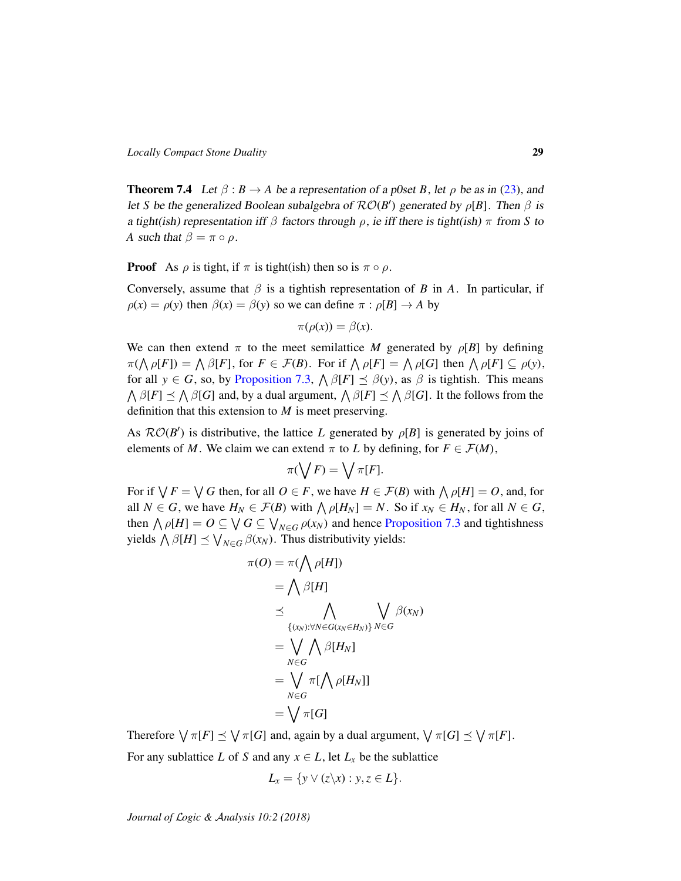**Theorem 7.4** *Let $\beta : B \to A$ be a representation of a p0set $B$, let $\rho$ be as in (23), and let $S$ be the generalized Boolean subalgebra of $\mathcal{RO}(B')$ generated by $\rho[B]$. Then $\beta$ is a tight(ish) representation iff $\beta$ factors through $\rho$, ie iff there is tight(ish) $\pi$ from $S$ to $A$ such that $\beta = \pi \circ \rho$.*

**Proof** As $\rho$ is tight, if $\pi$ is tight(ish) then so is $\pi \circ \rho$.

Conversely, assume that $\beta$ is a tightish representation of $B$ in $A$. In particular, if $\rho(x) = \rho(y)$ then $\beta(x) = \beta(y)$ so we can define $\pi : \rho[B] \to A$ by

$$\pi(\rho(x)) = \beta(x).$$

We can then extend $\pi$ to the meet semilattice $M$ generated by $\rho[B]$ by defining $\pi(\bigwedge \rho[F]) = \bigwedge \beta[F]$, for $F \in \mathcal{F}(B)$. For if $\bigwedge \rho[F] = \bigwedge \rho[G]$ then $\bigwedge \rho[F] \subseteq \rho(y)$, for all $y \in G$, so, by Proposition 7.3, $\bigwedge \beta[F] \preceq \beta(y)$, as $\beta$ is tightish. This means $\bigwedge \beta[F] \preceq \bigwedge \beta[G]$ and, by a dual argument, $\bigwedge \beta[F] \preceq \bigwedge \beta[G]$. It the follows from the definition that this extension to $M$ is meet preserving.

As $\mathcal{RO}(B')$ is distributive, the lattice $L$ generated by $\rho[B]$ is generated by joins of elements of $M$. We claim we can extend $\pi$ to $L$ by defining, for $F \in \mathcal{F}(M)$,

$$\pi(\bigvee F) = \bigvee \pi[F].$$

For if $\bigvee F = \bigvee G$ then, for all $O \in F$, we have $H \in \mathcal{F}(B)$ with $\bigwedge \rho[H] = O$, and, for all $N \in G$, we have $H_N \in \mathcal{F}(B)$ with $\bigwedge \rho[H_N] = N$. So if $x_N \in H_N$, for all $N \in G$, then $\bigwedge \rho[H] = O \subseteq \bigvee G \subseteq \bigvee_{N \in G} \rho(x_N)$ and hence Proposition 7.3 and tightishness yields $\bigwedge \beta[H] \preceq \bigvee_{N \in G} \beta(x_N)$. Thus distributivity yields:

$$\begin{aligned}
\pi(O) &= \pi(\bigwedge \rho[H]) \\
&= \bigwedge \beta[H] \\
&\preceq \bigwedge_{\{(x_N):\forall N \in G(x_N \in H_N)\}} \bigvee_{N \in G} \beta(x_N) \\
&= \bigvee_{N \in G} \bigwedge \beta[H_N] \\
&= \bigvee_{N \in G} \pi[\bigwedge \rho[H_N]] \\
&= \bigvee \pi[G]
\end{aligned}$$

Therefore $\bigvee \pi[F] \preceq \bigvee \pi[G]$ and, again by a dual argument, $\bigvee \pi[G] \preceq \bigvee \pi[F]$.

For any sublattice $L$ of $S$ and any $x \in L$, let $L_x$ be the sublattice

$$L_x = \{y \vee (z \backslash x) : y, z \in L\}.$$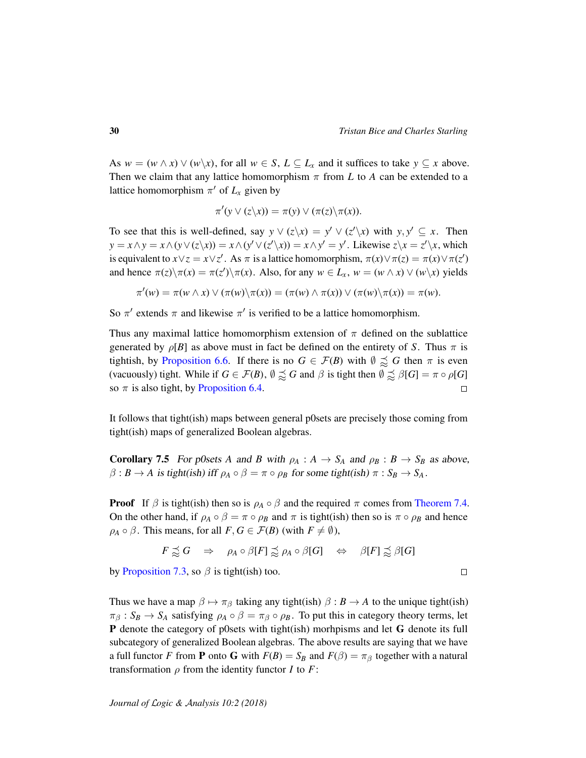As $w = (w \wedge x) \vee (w \backslash x)$, for all $w \in S$, $L \subseteq L_x$ and it suffices to take $y \subseteq x$ above. Then we claim that any lattice homomorphism $\pi$ from $L$ to $A$ can be extended to a lattice homomorphism $\pi'$ of $L_x$ given by

$$\pi'(y \vee (z \backslash x)) = \pi(y) \vee (\pi(z) \backslash \pi(x)).$$

To see that this is well-defined, say $y \vee (z \backslash x) = y' \vee (z' \backslash x)$ with $y, y' \subseteq x$. Then $y = x \wedge y = x \wedge (y \vee (z \backslash x)) = x \wedge (y' \vee (z' \backslash x)) = x \wedge y' = y'$. Likewise $z \backslash x = z' \backslash x$, which is equivalent to $x \vee z = x \vee z'$. As $\pi$ is a lattice homomorphism, $\pi(x) \vee \pi(z) = \pi(x) \vee \pi(z')$ and hence $\pi(z) \backslash \pi(x) = \pi(z') \backslash \pi(x)$. Also, for any $w \in L_x$, $w = (w \wedge x) \vee (w \backslash x)$ yields

$$\pi'(w) = \pi(w \wedge x) \vee (\pi(w) \backslash \pi(x)) = (\pi(w) \wedge \pi(x)) \vee (\pi(w) \backslash \pi(x)) = \pi(w).$$

So $\pi'$ extends $\pi$ and likewise $\pi'$ is verified to be a lattice homomorphism.

Thus any maximal lattice homomorphism extension of $\pi$ defined on the sublattice generated by $\rho[B]$ as above must in fact be defined on the entirety of $S$. Thus $\pi$ is tightish, by Proposition 6.6. If there is no $G \in \mathcal{F}(B)$ with $\emptyset \precapprox G$ then $\pi$ is even (vacuously) tight. While if $G \in \mathcal{F}(B)$, $\emptyset \precapprox G$ and $\beta$ is tight then $\emptyset \precapprox \beta[G] = \pi \circ \rho[G]$ so $\pi$ is also tight, by Proposition 6.4. □

It follows that tight(ish) maps between general p0sets are precisely those coming from tight(ish) maps of generalized Boolean algebras.

**Corollary 7.5** *For p0sets $A$ and $B$ with $\rho_A : A \to S_A$ and $\rho_B : B \to S_B$ as above, $\beta : B \to A$ is tight(ish) iff $\rho_A \circ \beta = \pi \circ \rho_B$ for some tight(ish) $\pi : S_B \to S_A$.*

**Proof** If $\beta$ is tight(ish) then so is $\rho_A \circ \beta$ and the required $\pi$ comes from Theorem 7.4. On the other hand, if $\rho_A \circ \beta = \pi \circ \rho_B$ and $\pi$ is tight(ish) then so is $\pi \circ \rho_B$ and hence $\rho_A \circ \beta$. This means, for all $F, G \in \mathcal{F}(B)$ (with $F \neq \emptyset$),

$$F \precapprox G \quad \Rightarrow \quad \rho_A \circ \beta[F] \precapprox \rho_A \circ \beta[G] \quad \Leftrightarrow \quad \beta[F] \precapprox \beta[G]$$

by Proposition 7.3, so $\beta$ is tight(ish) too. □

Thus we have a map $\beta \mapsto \pi_\beta$ taking any tight(ish) $\beta : B \to A$ to the unique tight(ish) $\pi_\beta : S_B \to S_A$ satisfying $\rho_A \circ \beta = \pi_\beta \circ \rho_B$. To put this in category theory terms, let $\mathbf{P}$ denote the category of p0sets with tight(ish) morhpisms and let $\mathbf{G}$ denote its full subcategory of generalized Boolean algebras. The above results are saying that we have a full functor $F$ from $\mathbf{P}$ onto $\mathbf{G}$ with $F(B) = S_B$ and $F(\beta) = \pi_\beta$ together with a natural transformation $\rho$ from the identity functor $I$ to $F$: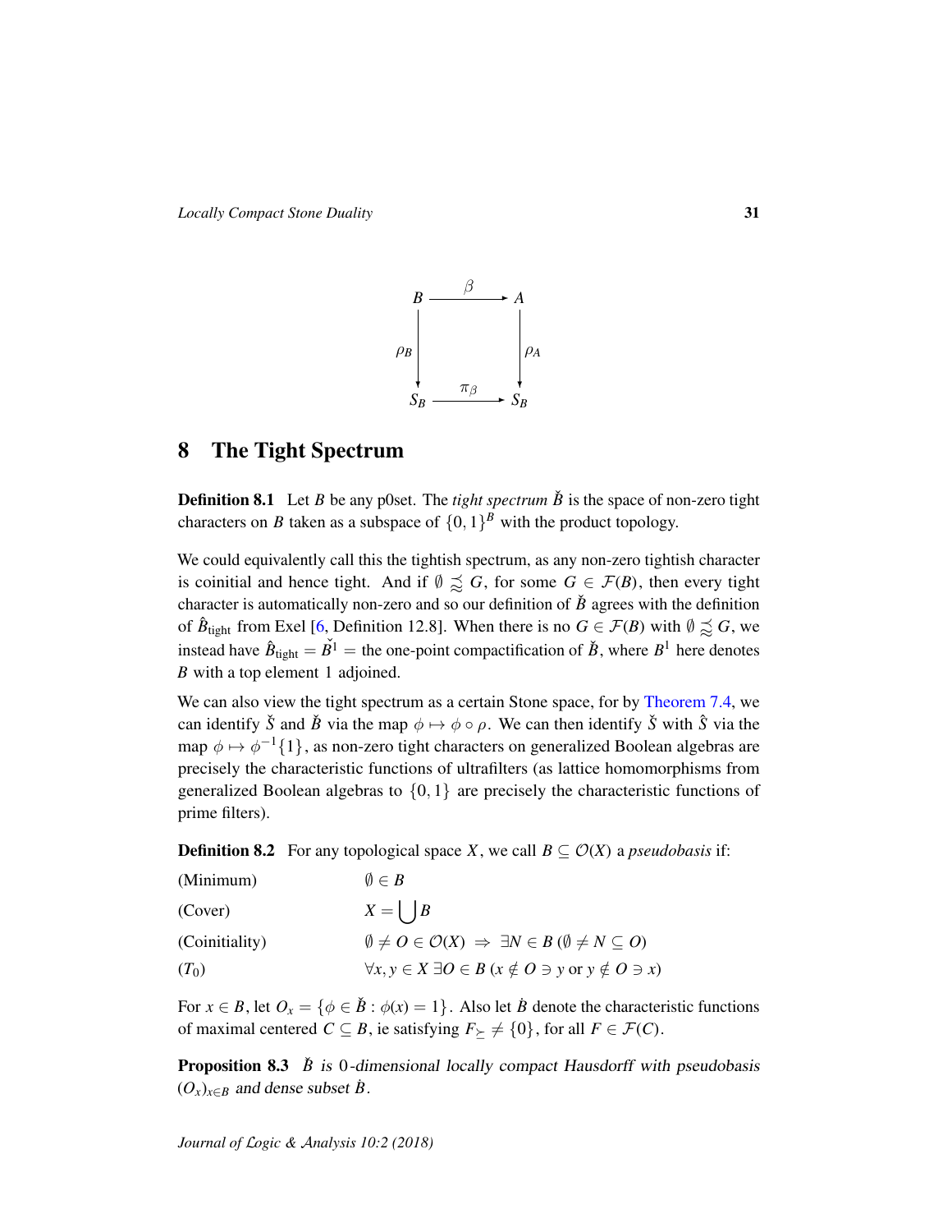$$\begin{array}{ccc} B & \xrightarrow{\beta} & A \\ \downarrow{\scriptstyle \rho_B} & & \downarrow{\scriptstyle \rho_A} \\ S_B & \xrightarrow{\pi_\beta} & S_B \end{array}$$

## 8 The Tight Spectrum

**Definition 8.1** Let $B$ be any p0set. The *tight spectrum* $\check{B}$ is the space of non-zero tight characters on $B$ taken as a subspace of $\{0,1\}^B$ with the product topology.

We could equivalently call this the tightish spectrum, as any non-zero tightish character is coinitial and hence tight. And if $\emptyset \precapprox G$, for some $G \in \mathcal{F}(B)$, then every tight character is automatically non-zero and so our definition of $\check{B}$ agrees with the definition of $\hat{B}_{\text{tight}}$ from Exel [6, Definition 12.8]. When there is no $G \in \mathcal{F}(B)$ with $\emptyset \precapprox G$, we instead have $\hat{B}_{\text{tight}} = \check{B^1} =$ the one-point compactification of $\check{B}$, where $B^1$ here denotes $B$ with a top element 1 adjoined.

We can also view the tight spectrum as a certain Stone space, for by Theorem 7.4, we can identify $\check{S}$ and $\check{B}$ via the map $\phi \mapsto \phi \circ \rho$. We can then identify $\check{S}$ with $\hat{S}$ via the map $\phi \mapsto \phi^{-1}\{1\}$, as non-zero tight characters on generalized Boolean algebras are precisely the characteristic functions of ultrafilters (as lattice homomorphisms from generalized Boolean algebras to $\{0,1\}$ are precisely the characteristic functions of prime filters).

**Definition 8.2** For any topological space $X$, we call $B \subseteq \mathcal{O}(X)$ a *pseudobasis* if:

| | |
|---|---|
| (Minimum) | $\emptyset \in B$ |
| (Cover) | $X = \bigcup B$ |
| (Coinitiality) | $\emptyset \neq O \in \mathcal{O}(X) \ \Rightarrow\ \exists N \in B\ (\emptyset \neq N \subseteq O)$ |
| ($T_0$) | $\forall x, y \in X\ \exists O \in B\ (x \notin O \ni y \text{ or } y \notin O \ni x)$ |

For $x \in B$, let $O_x = \{\phi \in \check{B} : \phi(x) = 1\}$. Also let $\dot{B}$ denote the characteristic functions of maximal centered $C \subseteq B$, ie satisfying $F_{\succeq} \neq \{0\}$, for all $F \in \mathcal{F}(C)$.

**Proposition 8.3** *$\check{B}$ is 0-dimensional locally compact Hausdorff with pseudobasis $(O_x)_{x \in B}$ and dense subset $\dot{B}$.*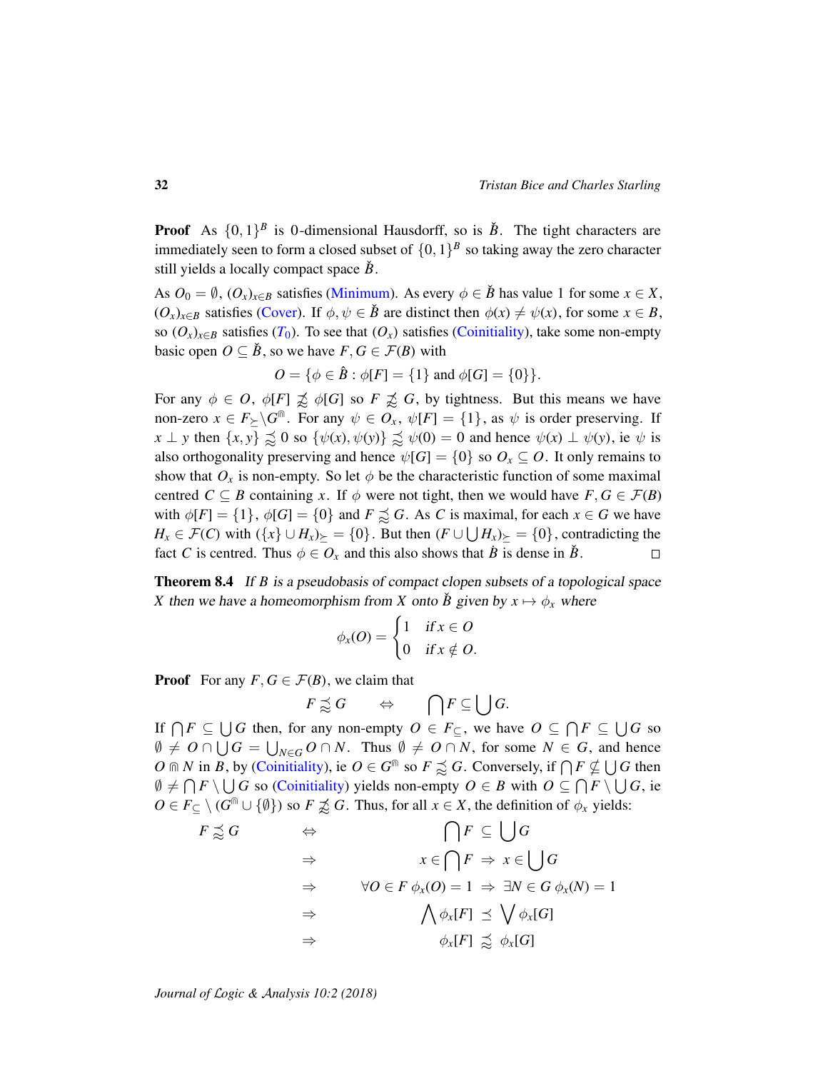**Proof** As $\{0,1\}^B$ is 0-dimensional Hausdorff, so is $\check{B}$. The tight characters are immediately seen to form a closed subset of $\{0,1\}^B$ so taking away the zero character still yields a locally compact space $\check{B}$.

As $O_0 = \emptyset$, $(O_x)_{x\in B}$ satisfies (Minimum). As every $\phi \in \check{B}$ has value 1 for some $x \in X$, $(O_x)_{x\in B}$ satisfies (Cover). If $\phi, \psi \in \check{B}$ are distinct then $\phi(x) \neq \psi(x)$, for some $x \in B$, so $(O_x)_{x\in B}$ satisfies ($T_0$). To see that $(O_x)$ satisfies (Coinitiality), take some non-empty basic open $O \subseteq \check{B}$, so we have $F, G \in \mathcal{F}(B)$ with

$$O = \{\phi \in \hat{B} : \phi[F] = \{1\} \text{ and } \phi[G] = \{0\}\}.$$

For any $\phi \in O$, $\phi[F] \not\precsim \phi[G]$ so $F \not\precsim G$, by tightness. But this means we have non-zero $x \in F_{\succeq} \backslash G^{\Cap}$. For any $\psi \in O_x$, $\psi[F] = \{1\}$, as $\psi$ is order preserving. If $x \perp y$ then $\{x, y\} \precsim 0$ so $\{\psi(x), \psi(y)\} \precsim \psi(0) = 0$ and hence $\psi(x) \perp \psi(y)$, ie $\psi$ is also orthogonality preserving and hence $\psi[G] = \{0\}$ so $O_x \subseteq O$. It only remains to show that $O_x$ is non-empty. So let $\phi$ be the characteristic function of some maximal centred $C \subseteq B$ containing $x$. If $\phi$ were not tight, then we would have $F, G \in \mathcal{F}(B)$ with $\phi[F] = \{1\}$, $\phi[G] = \{0\}$ and $F \precsim G$. As $C$ is maximal, for each $x \in G$ we have $H_x \in \mathcal{F}(C)$ with $(\{x\} \cup H_x)_{\succeq} = \{0\}$. But then $(F \cup \bigcup H_x)_{\succeq} = \{0\}$, contradicting the fact $C$ is centred. Thus $\phi \in O_x$ and this also shows that $\dot{B}$ is dense in $\check{B}$. □

**Theorem 8.4** *If $B$ is a pseudobasis of compact clopen subsets of a topological space $X$ then we have a homeomorphism from $X$ onto $\check{B}$ given by $x \mapsto \phi_x$ where*

$$\phi_x(O) = \begin{cases} 1 & \text{if } x \in O \\ 0 & \text{if } x \notin O. \end{cases}$$

**Proof** For any $F, G \in \mathcal{F}(B)$, we claim that

$$F \precsim G \qquad \Leftrightarrow \qquad \bigcap F \subseteq \bigcup G.$$

If $\bigcap F \subseteq \bigcup G$ then, for any non-empty $O \in F_{\subseteq}$, we have $O \subseteq \bigcap F \subseteq \bigcup G$ so $\emptyset \neq O \cap \bigcup G = \bigcup_{N\in G} O \cap N$. Thus $\emptyset \neq O \cap N$, for some $N \in G$, and hence $O \Cap N$ in $B$, by (Coinitiality), ie $O \in G^{\Cap}$ so $F \precsim G$. Conversely, if $\bigcap F \nsubseteq \bigcup G$ then $\emptyset \neq \bigcap F \setminus \bigcup G$ so (Coinitiality) yields non-empty $O \in B$ with $O \subseteq \bigcap F \setminus \bigcup G$, ie $O \in F_{\subseteq} \setminus (G^{\Cap} \cup \{\emptyset\})$ so $F \not\precsim G$. Thus, for all $x \in X$, the definition of $\phi_x$ yields:

$$\begin{aligned}
F \precsim G \qquad &\Leftrightarrow & \bigcap F \;&\subseteq\; \bigcup G \\
&\Rightarrow & x \in \bigcap F \;&\Rightarrow\; x \in \bigcup G \\
&\Rightarrow & \forall O \in F\ \phi_x(O) = 1 \;&\Rightarrow\; \exists N \in G\ \phi_x(N) = 1 \\
&\Rightarrow & \bigwedge \phi_x[F] \;&\preceq\; \bigvee \phi_x[G] \\
&\Rightarrow & \phi_x[F] \;&\precsim\; \phi_x[G]
\end{aligned}$$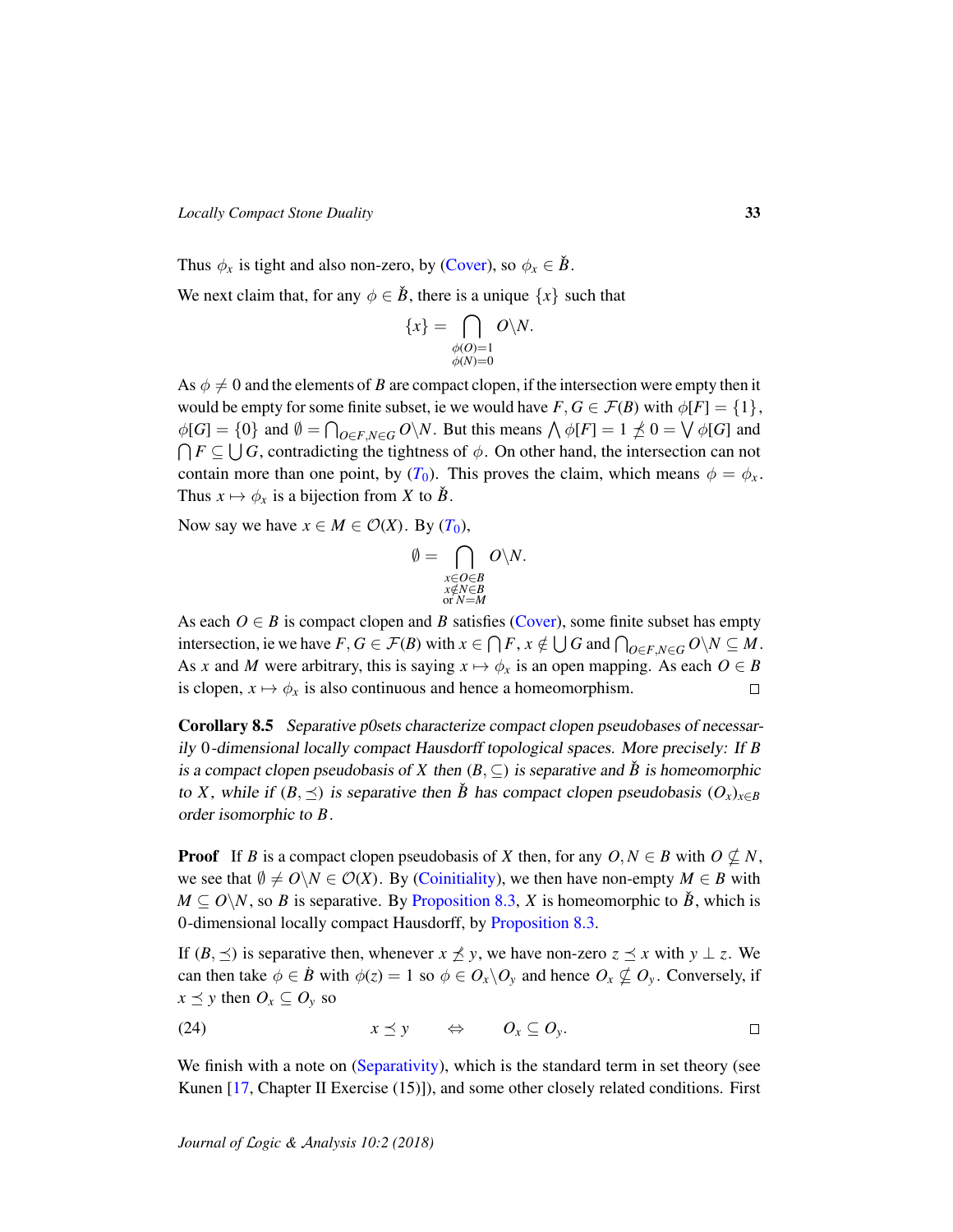Thus $\phi_x$ is tight and also non-zero, by (Cover), so $\phi_x \in \check{B}$.

We next claim that, for any $\phi \in \check{B}$, there is a unique $\{x\}$ such that

$$\{x\} = \bigcap_{\substack{\phi(O)=1 \\ \phi(N)=0}} O \backslash N.$$

As $\phi \neq 0$ and the elements of $B$ are compact clopen, if the intersection were empty then it would be empty for some finite subset, ie we would have $F, G \in \mathcal{F}(B)$ with $\phi[F] = \{1\}$, $\phi[G] = \{0\}$ and $\emptyset = \bigcap_{O \in F, N \in G} O \backslash N$. But this means $\bigwedge \phi[F] = 1 \not\preceq 0 = \bigvee \phi[G]$ and $\bigcap F \subseteq \bigcup G$, contradicting the tightness of $\phi$. On other hand, the intersection can not contain more than one point, by ($T_0$). This proves the claim, which means $\phi = \phi_x$. Thus $x \mapsto \phi_x$ is a bijection from $X$ to $\check{B}$.

Now say we have $x \in M \in \mathcal{O}(X)$. By ($T_0$),

$$\emptyset = \bigcap_{\substack{x \in O \in B \\ x \notin N \in B \\ \text{or } N = M}} O \backslash N.$$

As each $O \in B$ is compact clopen and $B$ satisfies (Cover), some finite subset has empty intersection, ie we have $F, G \in \mathcal{F}(B)$ with $x \in \bigcap F$, $x \notin \bigcup G$ and $\bigcap_{O \in F, N \in G} O \backslash N \subseteq M$. As $x$ and $M$ were arbitrary, this is saying $x \mapsto \phi_x$ is an open mapping. As each $O \in B$ is clopen, $x \mapsto \phi_x$ is also continuous and hence a homeomorphism. □

**Corollary 8.5** *Separative p0sets characterize compact clopen pseudobases of necessarily 0-dimensional locally compact Hausdorff topological spaces. More precisely: If $B$ is a compact clopen pseudobasis of $X$ then $(B, \subseteq)$ is separative and $\check{B}$ is homeomorphic to $X$, while if $(B, \preceq)$ is separative then $\check{B}$ has compact clopen pseudobasis $(O_x)_{x \in B}$ order isomorphic to $B$.*

**Proof** If $B$ is a compact clopen pseudobasis of $X$ then, for any $O, N \in B$ with $O \nsubseteq N$, we see that $\emptyset \neq O \backslash N \in \mathcal{O}(X)$. By (Coinitiality), we then have non-empty $M \in B$ with $M \subseteq O \backslash N$, so $B$ is separative. By Proposition 8.3, $X$ is homeomorphic to $\check{B}$, which is 0-dimensional locally compact Hausdorff, by Proposition 8.3.

If $(B, \preceq)$ is separative then, whenever $x \not\preceq y$, we have non-zero $z \preceq x$ with $y \perp z$. We can then take $\phi \in \dot{B}$ with $\phi(z) = 1$ so $\phi \in O_x \backslash O_y$ and hence $O_x \nsubseteq O_y$. Conversely, if $x \preceq y$ then $O_x \subseteq O_y$ so

$$x \preceq y \quad \Leftrightarrow \quad O_x \subseteq O_y. \tag{24}$$

□

We finish with a note on (Separativity), which is the standard term in set theory (see Kunen [17, Chapter II Exercise (15)]), and some other closely related conditions. First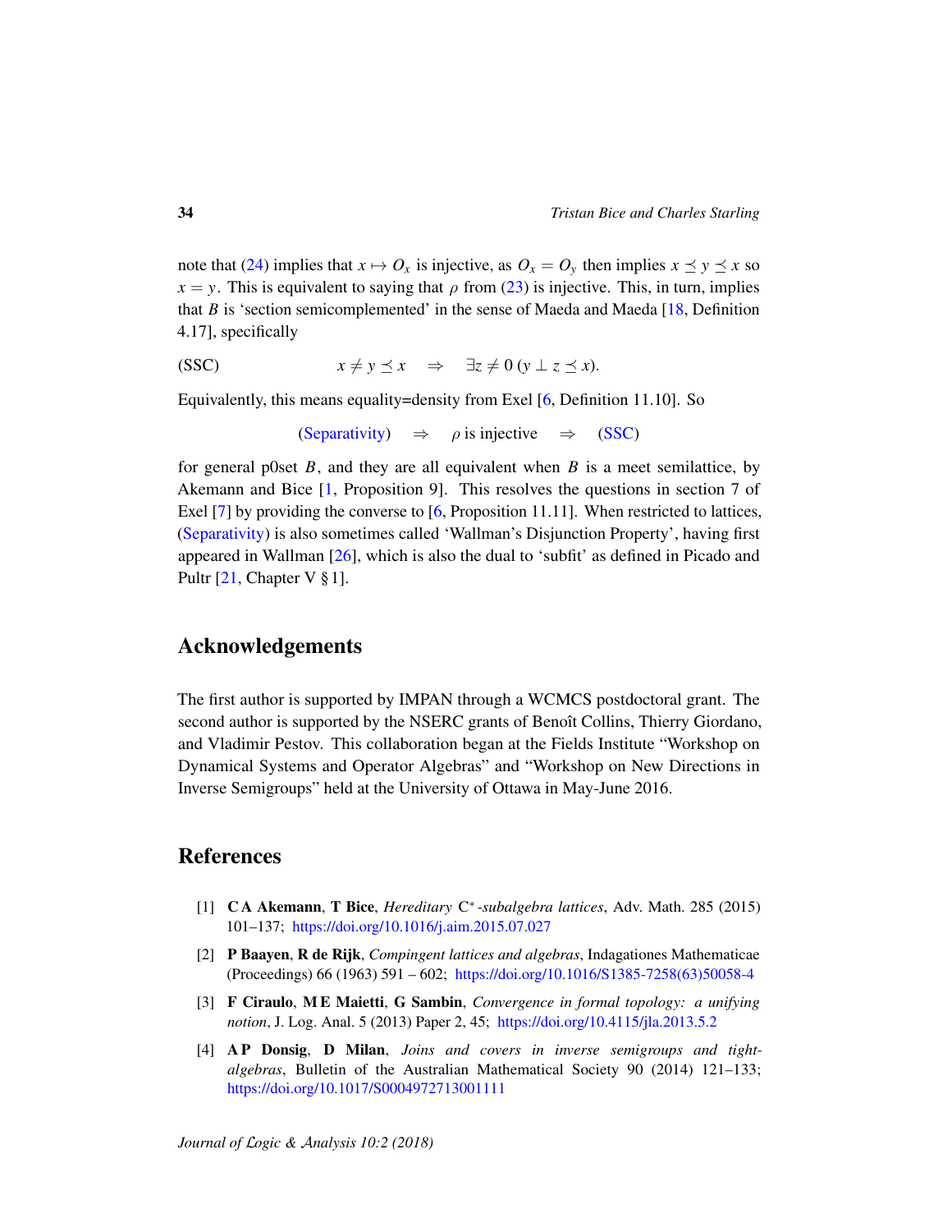note that (24) implies that $x \mapsto O_x$ is injective, as $O_x = O_y$ then implies $x \preceq y \preceq x$ so $x = y$. This is equivalent to saying that $\rho$ from (23) is injective. This, in turn, implies that $B$ is 'section semicomplemented' in the sense of Maeda and Maeda [18, Definition 4.17], specifically

$$\text{(SSC)} \qquad x \neq y \preceq x \quad \Rightarrow \quad \exists z \neq 0\, (y \perp z \preceq x).$$

Equivalently, this means equality=density from Exel [6, Definition 11.10]. So

$$\text{(Separativity)} \quad \Rightarrow \quad \rho \text{ is injective} \quad \Rightarrow \quad \text{(SSC)}$$

for general p0set $B$, and they are all equivalent when $B$ is a meet semilattice, by Akemann and Bice [1, Proposition 9]. This resolves the questions in section 7 of Exel [7] by providing the converse to [6, Proposition 11.11]. When restricted to lattices, (Separativity) is also sometimes called 'Wallman's Disjunction Property', having first appeared in Wallman [26], which is also the dual to 'subfit' as defined in Picado and Pultr [21, Chapter V § 1].

## Acknowledgements

The first author is supported by IMPAN through a WCMCS postdoctoral grant. The second author is supported by the NSERC grants of Benoît Collins, Thierry Giordano, and Vladimir Pestov. This collaboration began at the Fields Institute "Workshop on Dynamical Systems and Operator Algebras" and "Workshop on New Directions in Inverse Semigroups" held at the University of Ottawa in May-June 2016.

## References

[1] **C A Akemann**, **T Bice**, *Hereditary* C*-*subalgebra lattices*, Adv. Math. 285 (2015) 101–137; https://doi.org/10.1016/j.aim.2015.07.027

[2] **P Baayen**, **R de Rijk**, *Compingent lattices and algebras*, Indagationes Mathematicae (Proceedings) 66 (1963) 591 – 602; https://doi.org/10.1016/S1385-7258(63)50058-4

[3] **F Ciraulo**, **M E Maietti**, **G Sambin**, *Convergence in formal topology: a unifying notion*, J. Log. Anal. 5 (2013) Paper 2, 45; https://doi.org/10.4115/jla.2013.5.2

[4] **A P Donsig**, **D Milan**, *Joins and covers in inverse semigroups and tight-algebras*, Bulletin of the Australian Mathematical Society 90 (2014) 121–133; https://doi.org/10.1017/S0004972713001111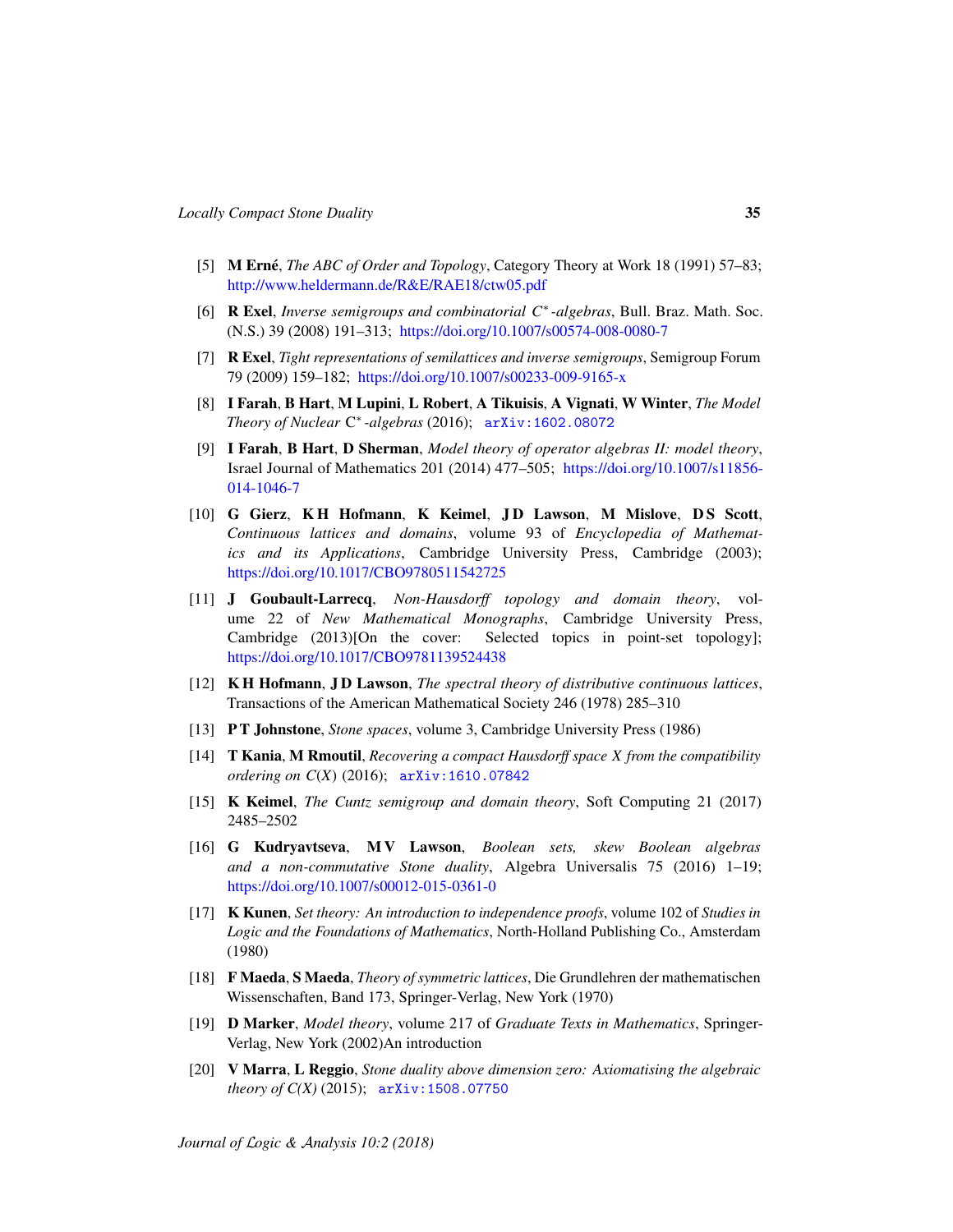[5] **M Erné**, *The ABC of Order and Topology*, Category Theory at Work 18 (1991) 57–83; http://www.heldermann.de/R&E/RAE18/ctw05.pdf

[6] **R Exel**, *Inverse semigroups and combinatorial $C^*$-algebras*, Bull. Braz. Math. Soc. (N.S.) 39 (2008) 191–313; https://doi.org/10.1007/s00574-008-0080-7

[7] **R Exel**, *Tight representations of semilattices and inverse semigroups*, Semigroup Forum 79 (2009) 159–182; https://doi.org/10.1007/s00233-009-9165-x

[8] **I Farah**, **B Hart**, **M Lupini**, **L Robert**, **A Tikuisis**, **A Vignati**, **W Winter**, *The Model Theory of Nuclear* $\mathrm{C}^*$*-algebras* (2016); arXiv:1602.08072

[9] **I Farah**, **B Hart**, **D Sherman**, *Model theory of operator algebras II: model theory*, Israel Journal of Mathematics 201 (2014) 477–505; https://doi.org/10.1007/s11856-014-1046-7

[10] **G Gierz**, **K H Hofmann**, **K Keimel**, **J D Lawson**, **M Mislove**, **D S Scott**, *Continuous lattices and domains*, volume 93 of *Encyclopedia of Mathematics and its Applications*, Cambridge University Press, Cambridge (2003); https://doi.org/10.1017/CBO9780511542725

[11] **J Goubault-Larrecq**, *Non-Hausdorff topology and domain theory*, volume 22 of *New Mathematical Monographs*, Cambridge University Press, Cambridge (2013)[On the cover: Selected topics in point-set topology]; https://doi.org/10.1017/CBO9781139524438

[12] **K H Hofmann**, **J D Lawson**, *The spectral theory of distributive continuous lattices*, Transactions of the American Mathematical Society 246 (1978) 285–310

[13] **P T Johnstone**, *Stone spaces*, volume 3, Cambridge University Press (1986)

[14] **T Kania**, **M Rmoutil**, *Recovering a compact Hausdorff space X from the compatibility ordering on* $C(X)$ (2016); arXiv:1610.07842

[15] **K Keimel**, *The Cuntz semigroup and domain theory*, Soft Computing 21 (2017) 2485–2502

[16] **G Kudryavtseva**, **M V Lawson**, *Boolean sets, skew Boolean algebras and a non-commutative Stone duality*, Algebra Universalis 75 (2016) 1–19; https://doi.org/10.1007/s00012-015-0361-0

[17] **K Kunen**, *Set theory: An introduction to independence proofs*, volume 102 of *Studies in Logic and the Foundations of Mathematics*, North-Holland Publishing Co., Amsterdam (1980)

[18] **F Maeda**, **S Maeda**, *Theory of symmetric lattices*, Die Grundlehren der mathematischen Wissenschaften, Band 173, Springer-Verlag, New York (1970)

[19] **D Marker**, *Model theory*, volume 217 of *Graduate Texts in Mathematics*, Springer-Verlag, New York (2002)An introduction

[20] **V Marra**, **L Reggio**, *Stone duality above dimension zero: Axiomatising the algebraic theory of C(X)* (2015); arXiv:1508.07750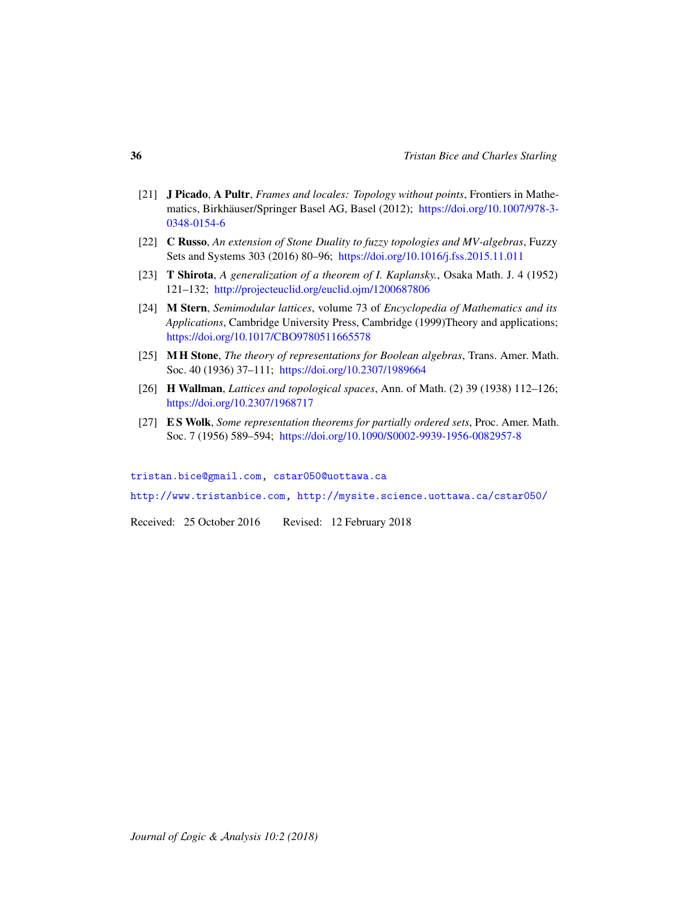[21] **J Picado**, **A Pultr**, *Frames and locales: Topology without points*, Frontiers in Mathematics, Birkhäuser/Springer Basel AG, Basel (2012); https://doi.org/10.1007/978-3-0348-0154-6

[22] **C Russo**, *An extension of Stone Duality to fuzzy topologies and MV-algebras*, Fuzzy Sets and Systems 303 (2016) 80–96; https://doi.org/10.1016/j.fss.2015.11.011

[23] **T Shirota**, *A generalization of a theorem of I. Kaplansky.*, Osaka Math. J. 4 (1952) 121–132; http://projecteuclid.org/euclid.ojm/1200687806

[24] **M Stern**, *Semimodular lattices*, volume 73 of *Encyclopedia of Mathematics and its Applications*, Cambridge University Press, Cambridge (1999)Theory and applications; https://doi.org/10.1017/CBO9780511665578

[25] **M H Stone**, *The theory of representations for Boolean algebras*, Trans. Amer. Math. Soc. 40 (1936) 37–111; https://doi.org/10.2307/1989664

[26] **H Wallman**, *Lattices and topological spaces*, Ann. of Math. (2) 39 (1938) 112–126; https://doi.org/10.2307/1968717

[27] **E S Wolk**, *Some representation theorems for partially ordered sets*, Proc. Amer. Math. Soc. 7 (1956) 589–594; https://doi.org/10.1090/S0002-9939-1956-0082957-8

tristan.bice@gmail.com, cstar050@uottawa.ca

http://www.tristanbice.com, http://mysite.science.uottawa.ca/cstar050/

Received: 25 October 2016 Revised: 12 February 2018